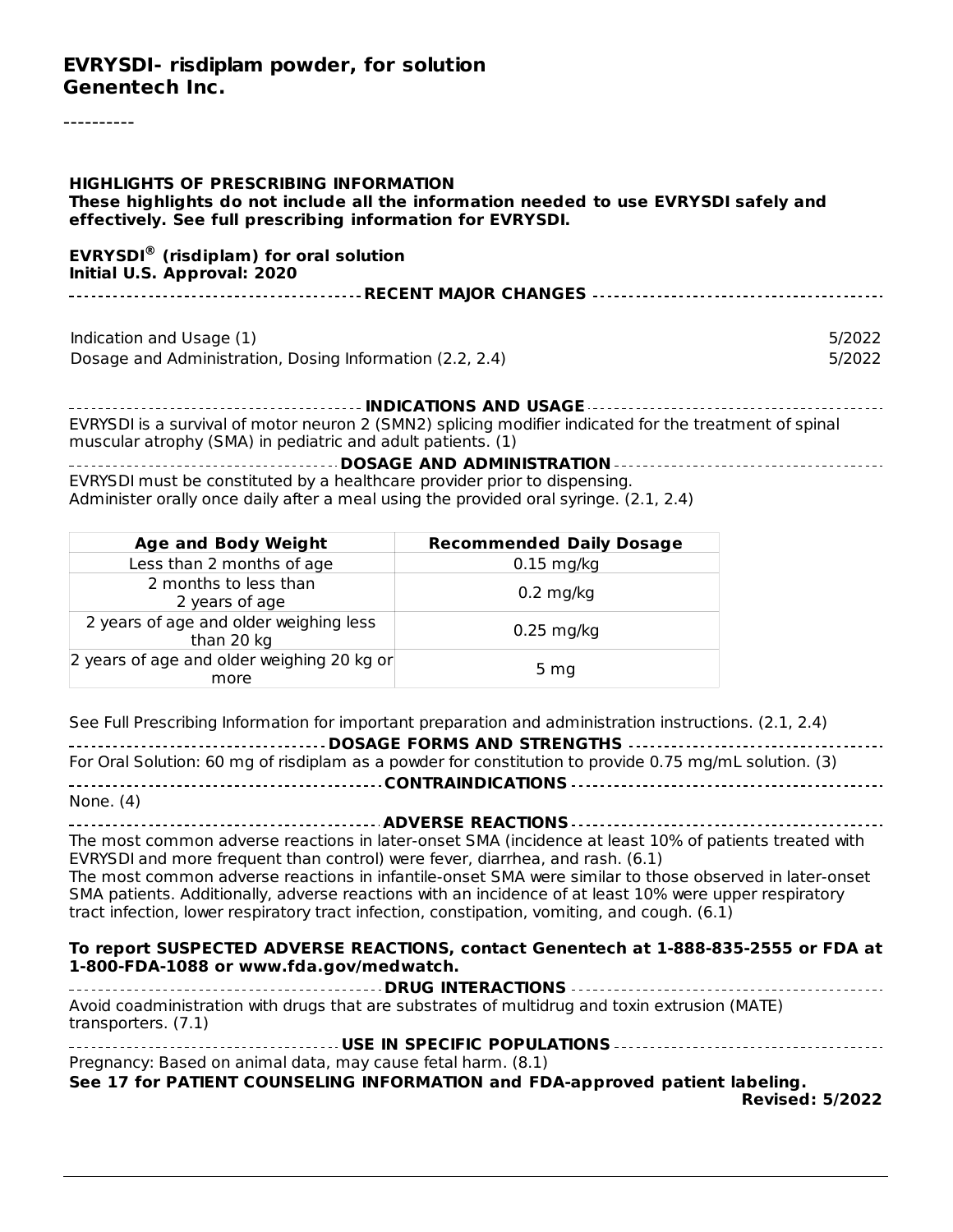# EVRYSDI- risdiplam powder, for solution
## Genentech Inc.

----------

**HIGHLIGHTS OF PRESCRIBING INFORMATION**
**These highlights do not include all the information needed to use EVRYSDI safely and effectively. See full prescribing information for EVRYSDI.**

**EVRYSDI® (risdiplam) for oral solution**
**Initial U.S. Approval: 2020**

**RECENT MAJOR CHANGES**

| | |
|---|---|
| Indication and Usage (1) | 5/2022 |
| Dosage and Administration, Dosing Information (2.2, 2.4) | 5/2022 |

**INDICATIONS AND USAGE**

EVRYSDI is a survival of motor neuron 2 (SMN2) splicing modifier indicated for the treatment of spinal muscular atrophy (SMA) in pediatric and adult patients. (1)

**DOSAGE AND ADMINISTRATION**

EVRYSDI must be constituted by a healthcare provider prior to dispensing.
Administer orally once daily after a meal using the provided oral syringe. (2.1, 2.4)

| Age and Body Weight | Recommended Daily Dosage |
|---|---|
| Less than 2 months of age | 0.15 mg/kg |
| 2 months to less than 2 years of age | 0.2 mg/kg |
| 2 years of age and older weighing less than 20 kg | 0.25 mg/kg |
| 2 years of age and older weighing 20 kg or more | 5 mg |

See Full Prescribing Information for important preparation and administration instructions. (2.1, 2.4)

**DOSAGE FORMS AND STRENGTHS**

For Oral Solution: 60 mg of risdiplam as a powder for constitution to provide 0.75 mg/mL solution. (3)

**CONTRAINDICATIONS**

None. (4)

**ADVERSE REACTIONS**

The most common adverse reactions in later-onset SMA (incidence at least 10% of patients treated with EVRYSDI and more frequent than control) were fever, diarrhea, and rash. (6.1)
The most common adverse reactions in infantile-onset SMA were similar to those observed in later-onset SMA patients. Additionally, adverse reactions with an incidence of at least 10% were upper respiratory tract infection, lower respiratory tract infection, constipation, vomiting, and cough. (6.1)

**To report SUSPECTED ADVERSE REACTIONS, contact Genentech at 1-888-835-2555 or FDA at 1-800-FDA-1088 or www.fda.gov/medwatch.**

**DRUG INTERACTIONS**

Avoid coadministration with drugs that are substrates of multidrug and toxin extrusion (MATE) transporters. (7.1)

**USE IN SPECIFIC POPULATIONS**

Pregnancy: Based on animal data, may cause fetal harm. (8.1)

**See 17 for PATIENT COUNSELING INFORMATION and FDA-approved patient labeling.**

**Revised: 5/2022**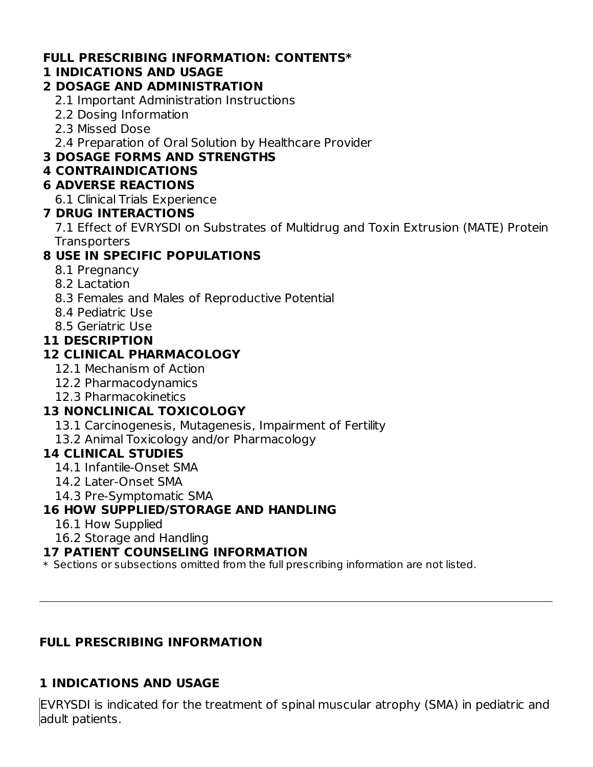**FULL PRESCRIBING INFORMATION: CONTENTS***

**1 INDICATIONS AND USAGE**

**2 DOSAGE AND ADMINISTRATION**

- 2.1 Important Administration Instructions
- 2.2 Dosing Information
- 2.3 Missed Dose
- 2.4 Preparation of Oral Solution by Healthcare Provider

**3 DOSAGE FORMS AND STRENGTHS**

**4 CONTRAINDICATIONS**

**6 ADVERSE REACTIONS**

- 6.1 Clinical Trials Experience

**7 DRUG INTERACTIONS**

- 7.1 Effect of EVRYSDI on Substrates of Multidrug and Toxin Extrusion (MATE) Protein Transporters

**8 USE IN SPECIFIC POPULATIONS**

- 8.1 Pregnancy
- 8.2 Lactation
- 8.3 Females and Males of Reproductive Potential
- 8.4 Pediatric Use
- 8.5 Geriatric Use

**11 DESCRIPTION**

**12 CLINICAL PHARMACOLOGY**

- 12.1 Mechanism of Action
- 12.2 Pharmacodynamics
- 12.3 Pharmacokinetics

**13 NONCLINICAL TOXICOLOGY**

- 13.1 Carcinogenesis, Mutagenesis, Impairment of Fertility
- 13.2 Animal Toxicology and/or Pharmacology

**14 CLINICAL STUDIES**

- 14.1 Infantile-Onset SMA
- 14.2 Later-Onset SMA
- 14.3 Pre-Symptomatic SMA

**16 HOW SUPPLIED/STORAGE AND HANDLING**

- 16.1 How Supplied
- 16.2 Storage and Handling

**17 PATIENT COUNSELING INFORMATION**

\* Sections or subsections omitted from the full prescribing information are not listed.

---

## FULL PRESCRIBING INFORMATION

## 1 INDICATIONS AND USAGE

EVRYSDI is indicated for the treatment of spinal muscular atrophy (SMA) in pediatric and adult patients.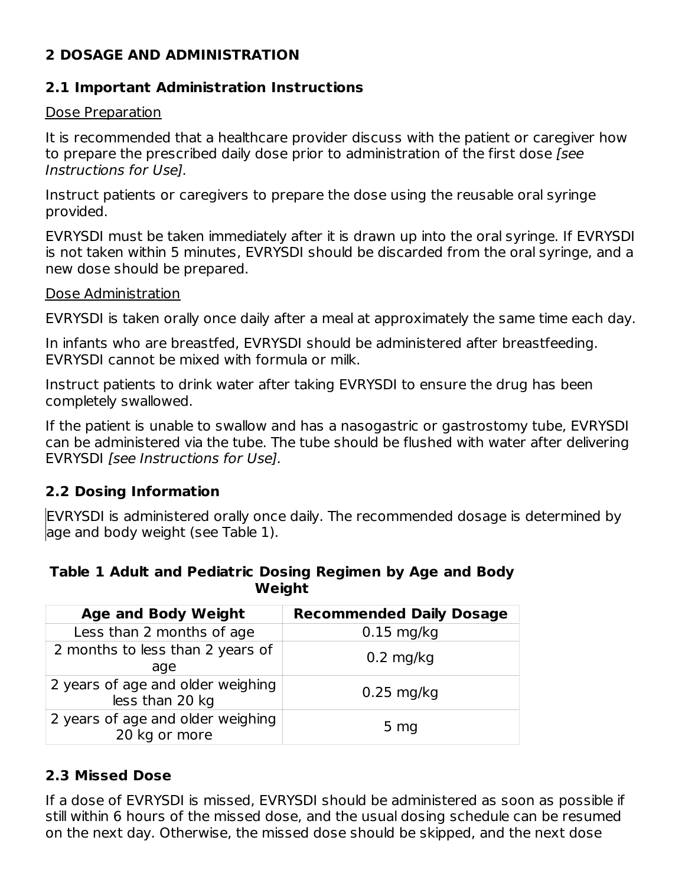## 2 DOSAGE AND ADMINISTRATION

### 2.1 Important Administration Instructions

Dose Preparation

It is recommended that a healthcare provider discuss with the patient or caregiver how to prepare the prescribed daily dose prior to administration of the first dose *[see Instructions for Use].*

Instruct patients or caregivers to prepare the dose using the reusable oral syringe provided.

EVRYSDI must be taken immediately after it is drawn up into the oral syringe. If EVRYSDI is not taken within 5 minutes, EVRYSDI should be discarded from the oral syringe, and a new dose should be prepared.

Dose Administration

EVRYSDI is taken orally once daily after a meal at approximately the same time each day.

In infants who are breastfed, EVRYSDI should be administered after breastfeeding. EVRYSDI cannot be mixed with formula or milk.

Instruct patients to drink water after taking EVRYSDI to ensure the drug has been completely swallowed.

If the patient is unable to swallow and has a nasogastric or gastrostomy tube, EVRYSDI can be administered via the tube. The tube should be flushed with water after delivering EVRYSDI *[see Instructions for Use].*

### 2.2 Dosing Information

EVRYSDI is administered orally once daily. The recommended dosage is determined by age and body weight (see Table 1).

**Table 1 Adult and Pediatric Dosing Regimen by Age and Body Weight**

| Age and Body Weight | Recommended Daily Dosage |
|---|---|
| Less than 2 months of age | 0.15 mg/kg |
| 2 months to less than 2 years of age | 0.2 mg/kg |
| 2 years of age and older weighing less than 20 kg | 0.25 mg/kg |
| 2 years of age and older weighing 20 kg or more | 5 mg |

### 2.3 Missed Dose

If a dose of EVRYSDI is missed, EVRYSDI should be administered as soon as possible if still within 6 hours of the missed dose, and the usual dosing schedule can be resumed on the next day. Otherwise, the missed dose should be skipped, and the next dose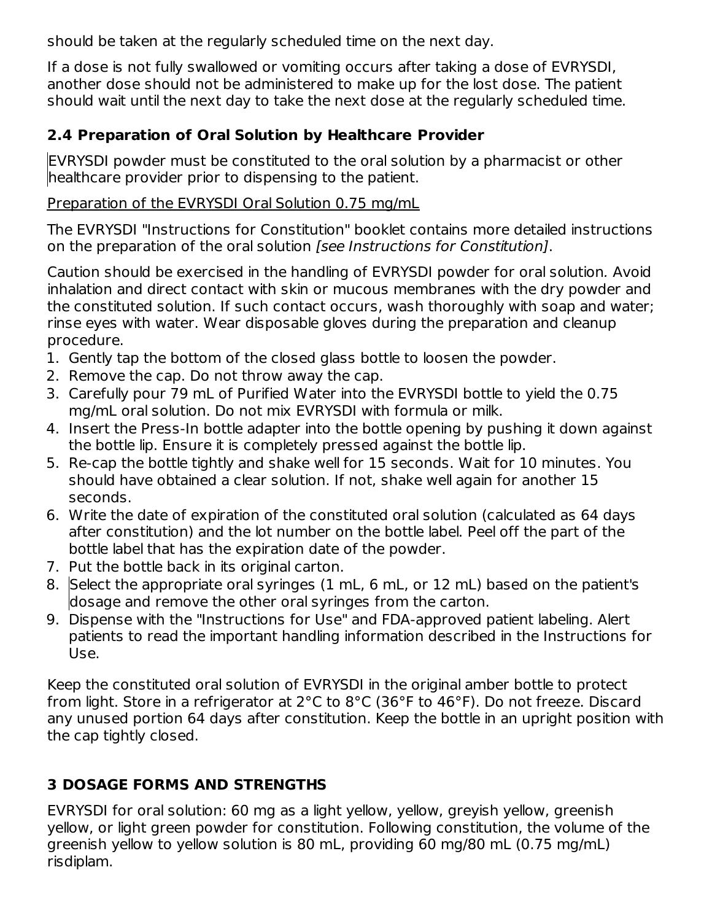should be taken at the regularly scheduled time on the next day.

If a dose is not fully swallowed or vomiting occurs after taking a dose of EVRYSDI, another dose should not be administered to make up for the lost dose. The patient should wait until the next day to take the next dose at the regularly scheduled time.

### 2.4 Preparation of Oral Solution by Healthcare Provider

EVRYSDI powder must be constituted to the oral solution by a pharmacist or other healthcare provider prior to dispensing to the patient.

Preparation of the EVRYSDI Oral Solution 0.75 mg/mL

The EVRYSDI "Instructions for Constitution" booklet contains more detailed instructions on the preparation of the oral solution *[see Instructions for Constitution]*.

Caution should be exercised in the handling of EVRYSDI powder for oral solution. Avoid inhalation and direct contact with skin or mucous membranes with the dry powder and the constituted solution. If such contact occurs, wash thoroughly with soap and water; rinse eyes with water. Wear disposable gloves during the preparation and cleanup procedure.

1. Gently tap the bottom of the closed glass bottle to loosen the powder.
2. Remove the cap. Do not throw away the cap.
3. Carefully pour 79 mL of Purified Water into the EVRYSDI bottle to yield the 0.75 mg/mL oral solution. Do not mix EVRYSDI with formula or milk.
4. Insert the Press-In bottle adapter into the bottle opening by pushing it down against the bottle lip. Ensure it is completely pressed against the bottle lip.
5. Re-cap the bottle tightly and shake well for 15 seconds. Wait for 10 minutes. You should have obtained a clear solution. If not, shake well again for another 15 seconds.
6. Write the date of expiration of the constituted oral solution (calculated as 64 days after constitution) and the lot number on the bottle label. Peel off the part of the bottle label that has the expiration date of the powder.
7. Put the bottle back in its original carton.
8. Select the appropriate oral syringes (1 mL, 6 mL, or 12 mL) based on the patient's dosage and remove the other oral syringes from the carton.
9. Dispense with the "Instructions for Use" and FDA-approved patient labeling. Alert patients to read the important handling information described in the Instructions for Use.

Keep the constituted oral solution of EVRYSDI in the original amber bottle to protect from light. Store in a refrigerator at 2°C to 8°C (36°F to 46°F). Do not freeze. Discard any unused portion 64 days after constitution. Keep the bottle in an upright position with the cap tightly closed.

## 3 DOSAGE FORMS AND STRENGTHS

EVRYSDI for oral solution: 60 mg as a light yellow, yellow, greyish yellow, greenish yellow, or light green powder for constitution. Following constitution, the volume of the greenish yellow to yellow solution is 80 mL, providing 60 mg/80 mL (0.75 mg/mL) risdiplam.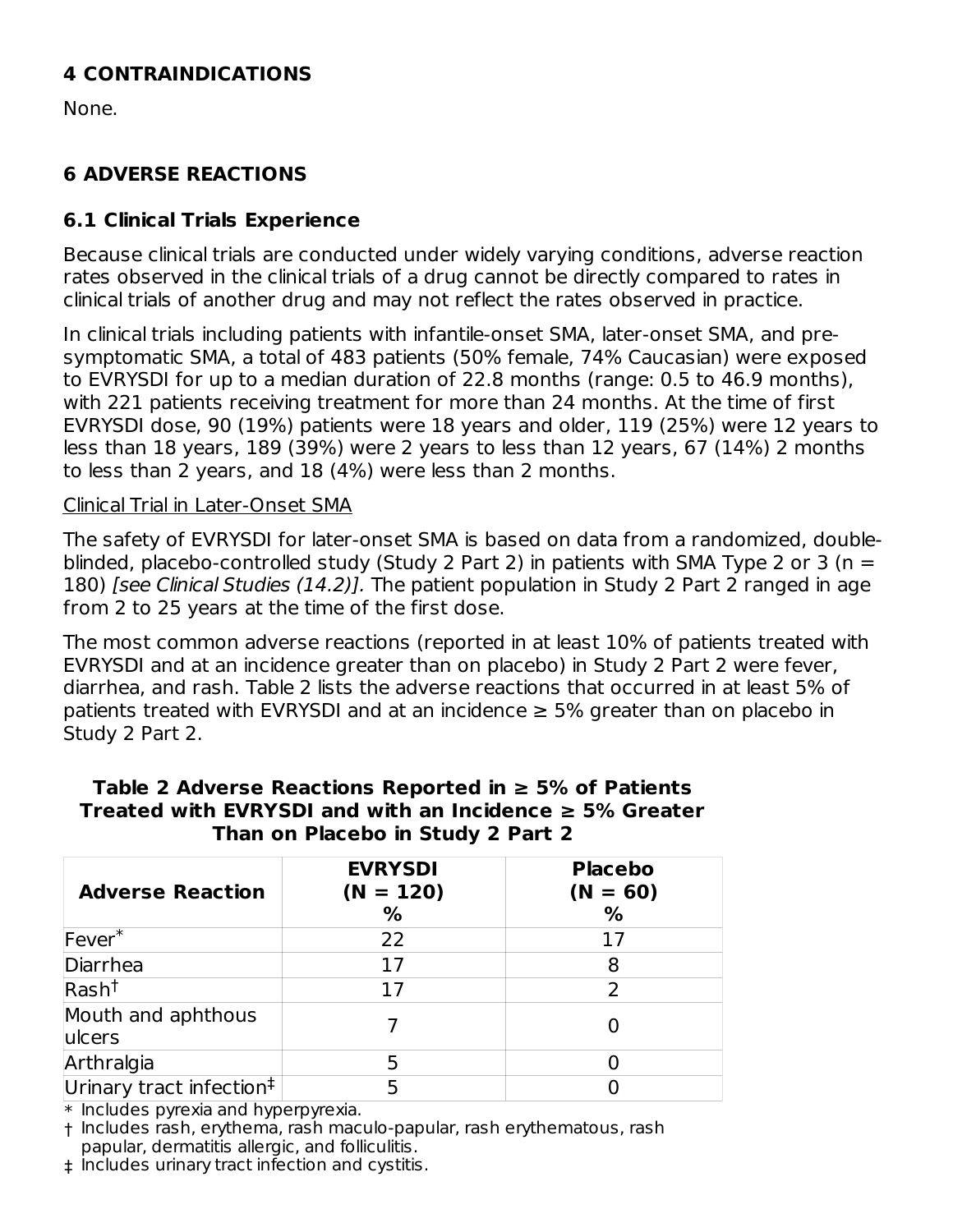## 4 CONTRAINDICATIONS

None.

## 6 ADVERSE REACTIONS

### 6.1 Clinical Trials Experience

Because clinical trials are conducted under widely varying conditions, adverse reaction rates observed in the clinical trials of a drug cannot be directly compared to rates in clinical trials of another drug and may not reflect the rates observed in practice.

In clinical trials including patients with infantile-onset SMA, later-onset SMA, and pre-symptomatic SMA, a total of 483 patients (50% female, 74% Caucasian) were exposed to EVRYSDI for up to a median duration of 22.8 months (range: 0.5 to 46.9 months), with 221 patients receiving treatment for more than 24 months. At the time of first EVRYSDI dose, 90 (19%) patients were 18 years and older, 119 (25%) were 12 years to less than 18 years, 189 (39%) were 2 years to less than 12 years, 67 (14%) 2 months to less than 2 years, and 18 (4%) were less than 2 months.

Clinical Trial in Later-Onset SMA

The safety of EVRYSDI for later-onset SMA is based on data from a randomized, double-blinded, placebo-controlled study (Study 2 Part 2) in patients with SMA Type 2 or 3 (n = 180) *[see Clinical Studies (14.2)]*. The patient population in Study 2 Part 2 ranged in age from 2 to 25 years at the time of the first dose.

The most common adverse reactions (reported in at least 10% of patients treated with EVRYSDI and at an incidence greater than on placebo) in Study 2 Part 2 were fever, diarrhea, and rash. Table 2 lists the adverse reactions that occurred in at least 5% of patients treated with EVRYSDI and at an incidence ≥ 5% greater than on placebo in Study 2 Part 2.

**Table 2 Adverse Reactions Reported in ≥ 5% of Patients Treated with EVRYSDI and with an Incidence ≥ 5% Greater Than on Placebo in Study 2 Part 2**

| Adverse Reaction | EVRYSDI (N = 120) % | Placebo (N = 60) % |
|---|---|---|
| Fever* | 22 | 17 |
| Diarrhea | 17 | 8 |
| Rash† | 17 | 2 |
| Mouth and aphthous ulcers | 7 | 0 |
| Arthralgia | 5 | 0 |
| Urinary tract infection‡ | 5 | 0 |

\* Includes pyrexia and hyperpyrexia.
† Includes rash, erythema, rash maculo-papular, rash erythematous, rash papular, dermatitis allergic, and folliculitis.
‡ Includes urinary tract infection and cystitis.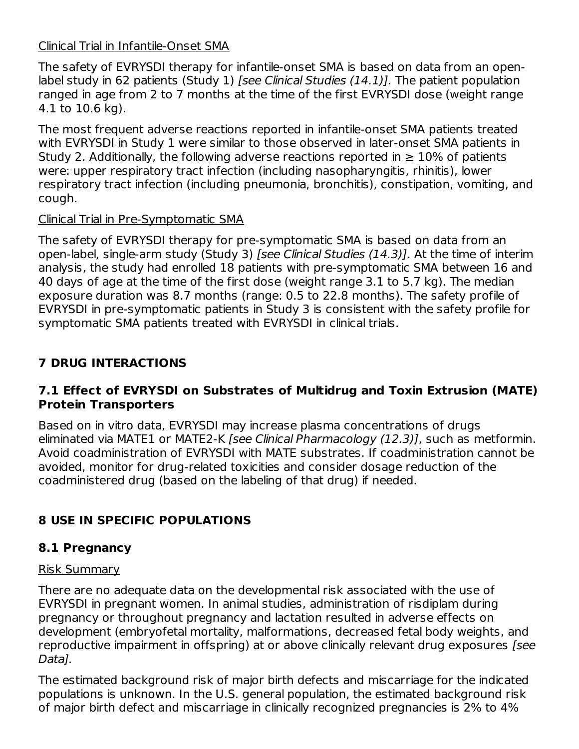Clinical Trial in Infantile-Onset SMA

The safety of EVRYSDI therapy for infantile-onset SMA is based on data from an open-label study in 62 patients (Study 1) *[see Clinical Studies (14.1)]*. The patient population ranged in age from 2 to 7 months at the time of the first EVRYSDI dose (weight range 4.1 to 10.6 kg).

The most frequent adverse reactions reported in infantile-onset SMA patients treated with EVRYSDI in Study 1 were similar to those observed in later-onset SMA patients in Study 2. Additionally, the following adverse reactions reported in ≥ 10% of patients were: upper respiratory tract infection (including nasopharyngitis, rhinitis), lower respiratory tract infection (including pneumonia, bronchitis), constipation, vomiting, and cough.

Clinical Trial in Pre-Symptomatic SMA

The safety of EVRYSDI therapy for pre-symptomatic SMA is based on data from an open-label, single-arm study (Study 3) *[see Clinical Studies (14.3)]*. At the time of interim analysis, the study had enrolled 18 patients with pre-symptomatic SMA between 16 and 40 days of age at the time of the first dose (weight range 3.1 to 5.7 kg). The median exposure duration was 8.7 months (range: 0.5 to 22.8 months). The safety profile of EVRYSDI in pre-symptomatic patients in Study 3 is consistent with the safety profile for symptomatic SMA patients treated with EVRYSDI in clinical trials.

## 7 DRUG INTERACTIONS

### 7.1 Effect of EVRYSDI on Substrates of Multidrug and Toxin Extrusion (MATE) Protein Transporters

Based on in vitro data, EVRYSDI may increase plasma concentrations of drugs eliminated via MATE1 or MATE2-K *[see Clinical Pharmacology (12.3)]*, such as metformin. Avoid coadministration of EVRYSDI with MATE substrates. If coadministration cannot be avoided, monitor for drug-related toxicities and consider dosage reduction of the coadministered drug (based on the labeling of that drug) if needed.

## 8 USE IN SPECIFIC POPULATIONS

### 8.1 Pregnancy

Risk Summary

There are no adequate data on the developmental risk associated with the use of EVRYSDI in pregnant women. In animal studies, administration of risdiplam during pregnancy or throughout pregnancy and lactation resulted in adverse effects on development (embryofetal mortality, malformations, decreased fetal body weights, and reproductive impairment in offspring) at or above clinically relevant drug exposures *[see Data]*.

The estimated background risk of major birth defects and miscarriage for the indicated populations is unknown. In the U.S. general population, the estimated background risk of major birth defect and miscarriage in clinically recognized pregnancies is 2% to 4%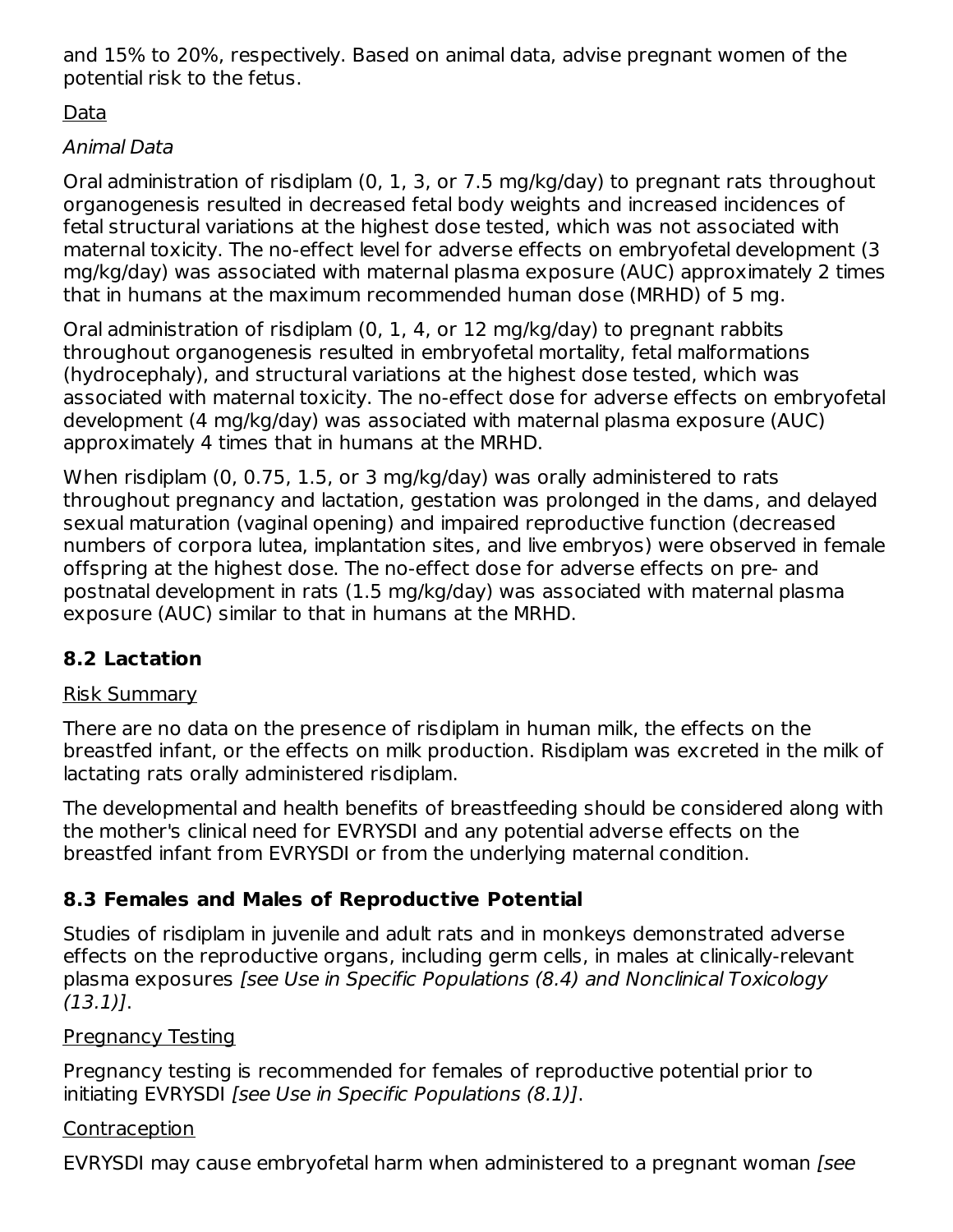and 15% to 20%, respectively. Based on animal data, advise pregnant women of the potential risk to the fetus.

Data

*Animal Data*

Oral administration of risdiplam (0, 1, 3, or 7.5 mg/kg/day) to pregnant rats throughout organogenesis resulted in decreased fetal body weights and increased incidences of fetal structural variations at the highest dose tested, which was not associated with maternal toxicity. The no-effect level for adverse effects on embryofetal development (3 mg/kg/day) was associated with maternal plasma exposure (AUC) approximately 2 times that in humans at the maximum recommended human dose (MRHD) of 5 mg.

Oral administration of risdiplam (0, 1, 4, or 12 mg/kg/day) to pregnant rabbits throughout organogenesis resulted in embryofetal mortality, fetal malformations (hydrocephaly), and structural variations at the highest dose tested, which was associated with maternal toxicity. The no-effect dose for adverse effects on embryofetal development (4 mg/kg/day) was associated with maternal plasma exposure (AUC) approximately 4 times that in humans at the MRHD.

When risdiplam (0, 0.75, 1.5, or 3 mg/kg/day) was orally administered to rats throughout pregnancy and lactation, gestation was prolonged in the dams, and delayed sexual maturation (vaginal opening) and impaired reproductive function (decreased numbers of corpora lutea, implantation sites, and live embryos) were observed in female offspring at the highest dose. The no-effect dose for adverse effects on pre- and postnatal development in rats (1.5 mg/kg/day) was associated with maternal plasma exposure (AUC) similar to that in humans at the MRHD.

## 8.2 Lactation

Risk Summary

There are no data on the presence of risdiplam in human milk, the effects on the breastfed infant, or the effects on milk production. Risdiplam was excreted in the milk of lactating rats orally administered risdiplam.

The developmental and health benefits of breastfeeding should be considered along with the mother's clinical need for EVRYSDI and any potential adverse effects on the breastfed infant from EVRYSDI or from the underlying maternal condition.

## 8.3 Females and Males of Reproductive Potential

Studies of risdiplam in juvenile and adult rats and in monkeys demonstrated adverse effects on the reproductive organs, including germ cells, in males at clinically-relevant plasma exposures *[see Use in Specific Populations (8.4) and Nonclinical Toxicology (13.1)]*.

Pregnancy Testing

Pregnancy testing is recommended for females of reproductive potential prior to initiating EVRYSDI *[see Use in Specific Populations (8.1)]*.

Contraception

EVRYSDI may cause embryofetal harm when administered to a pregnant woman *[see*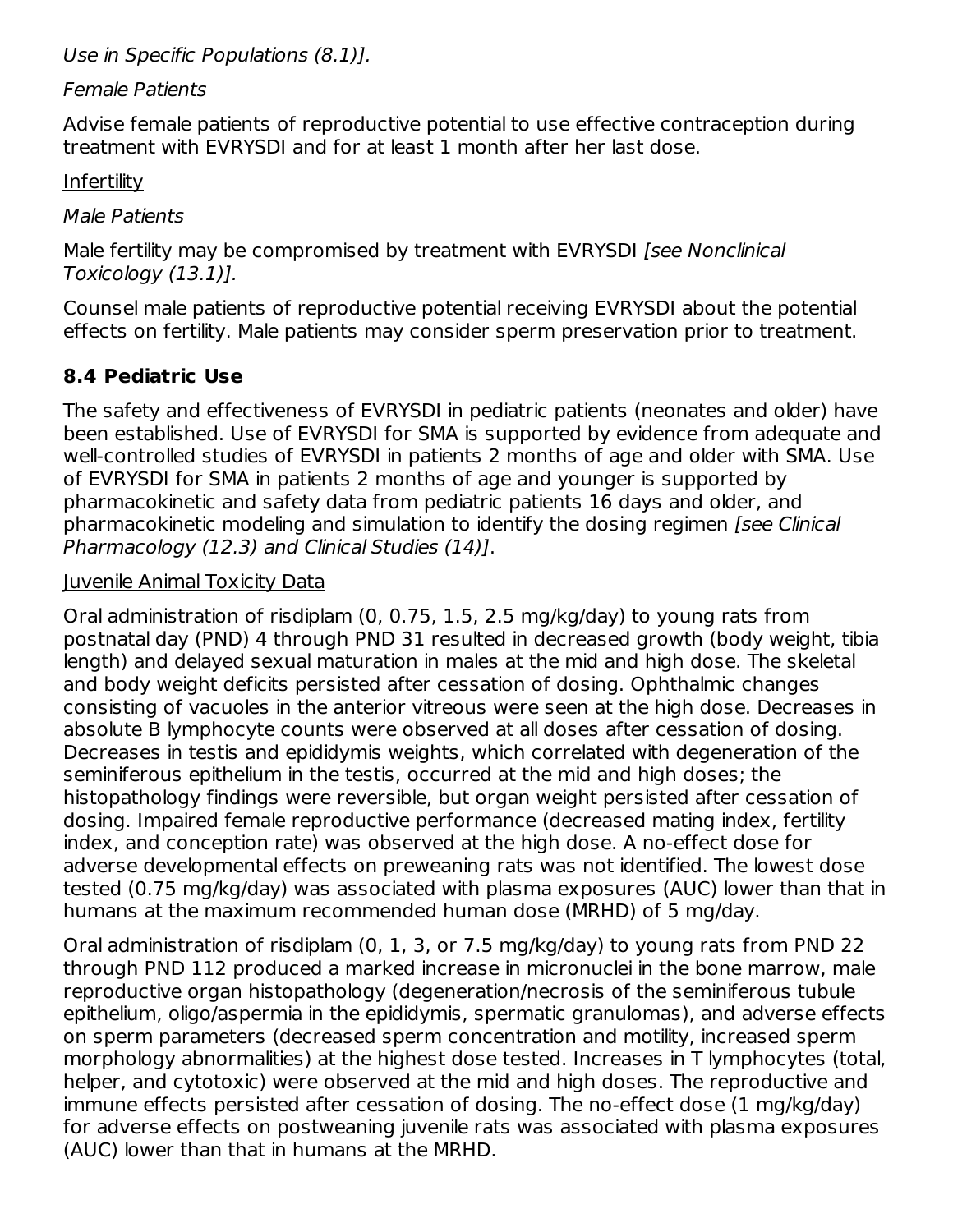*Use in Specific Populations (8.1)].*

*Female Patients*

Advise female patients of reproductive potential to use effective contraception during treatment with EVRYSDI and for at least 1 month after her last dose.

Infertility

*Male Patients*

Male fertility may be compromised by treatment with EVRYSDI *[see Nonclinical Toxicology (13.1)].*

Counsel male patients of reproductive potential receiving EVRYSDI about the potential effects on fertility. Male patients may consider sperm preservation prior to treatment.

### 8.4 Pediatric Use

The safety and effectiveness of EVRYSDI in pediatric patients (neonates and older) have been established. Use of EVRYSDI for SMA is supported by evidence from adequate and well-controlled studies of EVRYSDI in patients 2 months of age and older with SMA. Use of EVRYSDI for SMA in patients 2 months of age and younger is supported by pharmacokinetic and safety data from pediatric patients 16 days and older, and pharmacokinetic modeling and simulation to identify the dosing regimen *[see Clinical Pharmacology (12.3) and Clinical Studies (14)]*.

Juvenile Animal Toxicity Data

Oral administration of risdiplam (0, 0.75, 1.5, 2.5 mg/kg/day) to young rats from postnatal day (PND) 4 through PND 31 resulted in decreased growth (body weight, tibia length) and delayed sexual maturation in males at the mid and high dose. The skeletal and body weight deficits persisted after cessation of dosing. Ophthalmic changes consisting of vacuoles in the anterior vitreous were seen at the high dose. Decreases in absolute B lymphocyte counts were observed at all doses after cessation of dosing. Decreases in testis and epididymis weights, which correlated with degeneration of the seminiferous epithelium in the testis, occurred at the mid and high doses; the histopathology findings were reversible, but organ weight persisted after cessation of dosing. Impaired female reproductive performance (decreased mating index, fertility index, and conception rate) was observed at the high dose. A no-effect dose for adverse developmental effects on preweaning rats was not identified. The lowest dose tested (0.75 mg/kg/day) was associated with plasma exposures (AUC) lower than that in humans at the maximum recommended human dose (MRHD) of 5 mg/day.

Oral administration of risdiplam (0, 1, 3, or 7.5 mg/kg/day) to young rats from PND 22 through PND 112 produced a marked increase in micronuclei in the bone marrow, male reproductive organ histopathology (degeneration/necrosis of the seminiferous tubule epithelium, oligo/aspermia in the epididymis, spermatic granulomas), and adverse effects on sperm parameters (decreased sperm concentration and motility, increased sperm morphology abnormalities) at the highest dose tested. Increases in T lymphocytes (total, helper, and cytotoxic) were observed at the mid and high doses. The reproductive and immune effects persisted after cessation of dosing. The no-effect dose (1 mg/kg/day) for adverse effects on postweaning juvenile rats was associated with plasma exposures (AUC) lower than that in humans at the MRHD.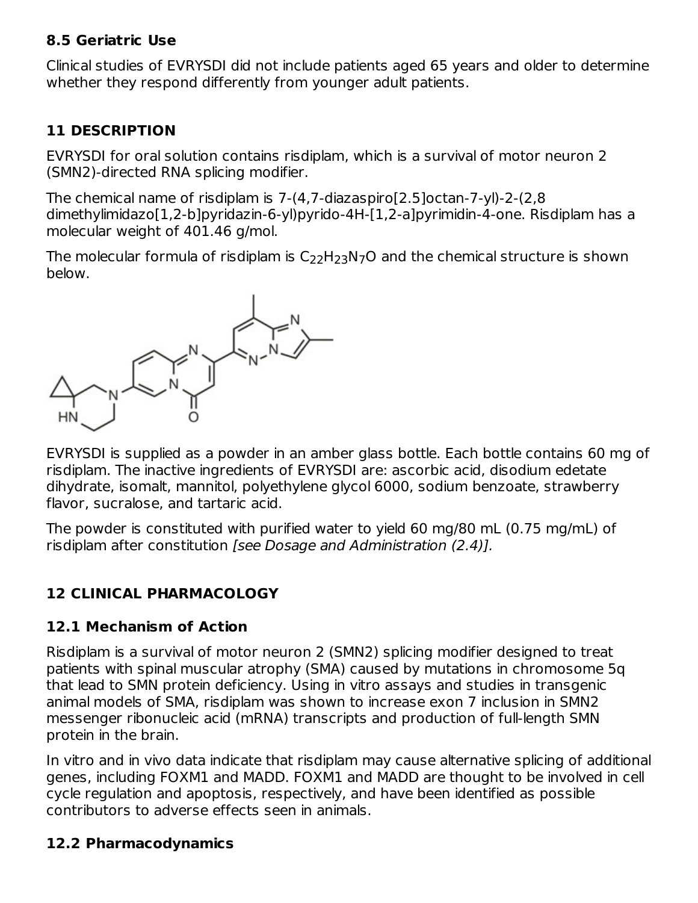## 8.5 Geriatric Use

Clinical studies of EVRYSDI did not include patients aged 65 years and older to determine whether they respond differently from younger adult patients.

# 11 DESCRIPTION

EVRYSDI for oral solution contains risdiplam, which is a survival of motor neuron 2 (SMN2)-directed RNA splicing modifier.

The chemical name of risdiplam is 7-(4,7-diazaspiro[2.5]octan-7-yl)-2-(2,8 dimethylimidazo[1,2-b]pyridazin-6-yl)pyrido-4H-[1,2-a]pyrimidin-4-one. Risdiplam has a molecular weight of 401.46 g/mol.

The molecular formula of risdiplam is $C_{22}H_{23}N_7O$ and the chemical structure is shown below.

EVRYSDI is supplied as a powder in an amber glass bottle. Each bottle contains 60 mg of risdiplam. The inactive ingredients of EVRYSDI are: ascorbic acid, disodium edetate dihydrate, isomalt, mannitol, polyethylene glycol 6000, sodium benzoate, strawberry flavor, sucralose, and tartaric acid.

The powder is constituted with purified water to yield 60 mg/80 mL (0.75 mg/mL) of risdiplam after constitution *[see Dosage and Administration (2.4)].*

# 12 CLINICAL PHARMACOLOGY

## 12.1 Mechanism of Action

Risdiplam is a survival of motor neuron 2 (SMN2) splicing modifier designed to treat patients with spinal muscular atrophy (SMA) caused by mutations in chromosome 5q that lead to SMN protein deficiency. Using in vitro assays and studies in transgenic animal models of SMA, risdiplam was shown to increase exon 7 inclusion in SMN2 messenger ribonucleic acid (mRNA) transcripts and production of full-length SMN protein in the brain.

In vitro and in vivo data indicate that risdiplam may cause alternative splicing of additional genes, including FOXM1 and MADD. FOXM1 and MADD are thought to be involved in cell cycle regulation and apoptosis, respectively, and have been identified as possible contributors to adverse effects seen in animals.

## 12.2 Pharmacodynamics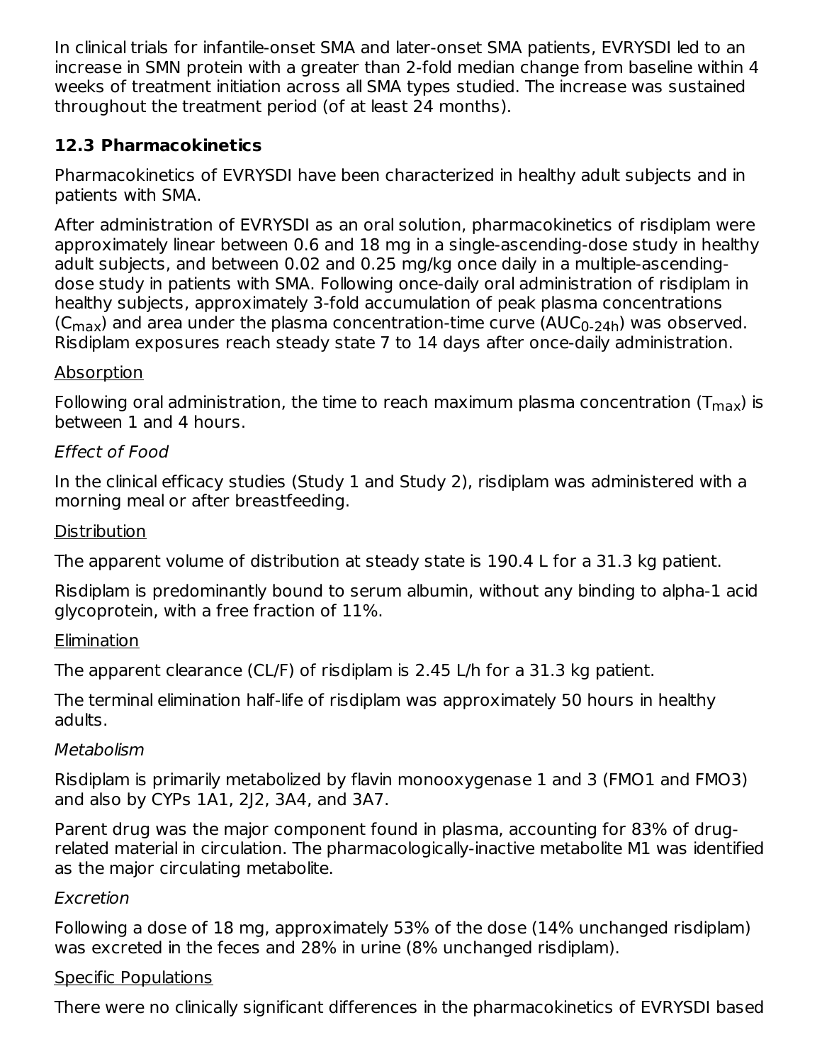In clinical trials for infantile-onset SMA and later-onset SMA patients, EVRYSDI led to an increase in SMN protein with a greater than 2-fold median change from baseline within 4 weeks of treatment initiation across all SMA types studied. The increase was sustained throughout the treatment period (of at least 24 months).

### 12.3 Pharmacokinetics

Pharmacokinetics of EVRYSDI have been characterized in healthy adult subjects and in patients with SMA.

After administration of EVRYSDI as an oral solution, pharmacokinetics of risdiplam were approximately linear between 0.6 and 18 mg in a single-ascending-dose study in healthy adult subjects, and between 0.02 and 0.25 mg/kg once daily in a multiple-ascending-dose study in patients with SMA. Following once-daily oral administration of risdiplam in healthy subjects, approximately 3-fold accumulation of peak plasma concentrations ($C_{max}$) and area under the plasma concentration-time curve ($AUC_{0\text{-}24h}$) was observed. Risdiplam exposures reach steady state 7 to 14 days after once-daily administration.

<u>Absorption</u>

Following oral administration, the time to reach maximum plasma concentration ($T_{max}$) is between 1 and 4 hours.

*Effect of Food*

In the clinical efficacy studies (Study 1 and Study 2), risdiplam was administered with a morning meal or after breastfeeding.

<u>Distribution</u>

The apparent volume of distribution at steady state is 190.4 L for a 31.3 kg patient.

Risdiplam is predominantly bound to serum albumin, without any binding to alpha-1 acid glycoprotein, with a free fraction of 11%.

<u>Elimination</u>

The apparent clearance (CL/F) of risdiplam is 2.45 L/h for a 31.3 kg patient.

The terminal elimination half-life of risdiplam was approximately 50 hours in healthy adults.

*Metabolism*

Risdiplam is primarily metabolized by flavin monooxygenase 1 and 3 (FMO1 and FMO3) and also by CYPs 1A1, 2J2, 3A4, and 3A7.

Parent drug was the major component found in plasma, accounting for 83% of drug-related material in circulation. The pharmacologically-inactive metabolite M1 was identified as the major circulating metabolite.

*Excretion*

Following a dose of 18 mg, approximately 53% of the dose (14% unchanged risdiplam) was excreted in the feces and 28% in urine (8% unchanged risdiplam).

<u>Specific Populations</u>

There were no clinically significant differences in the pharmacokinetics of EVRYSDI based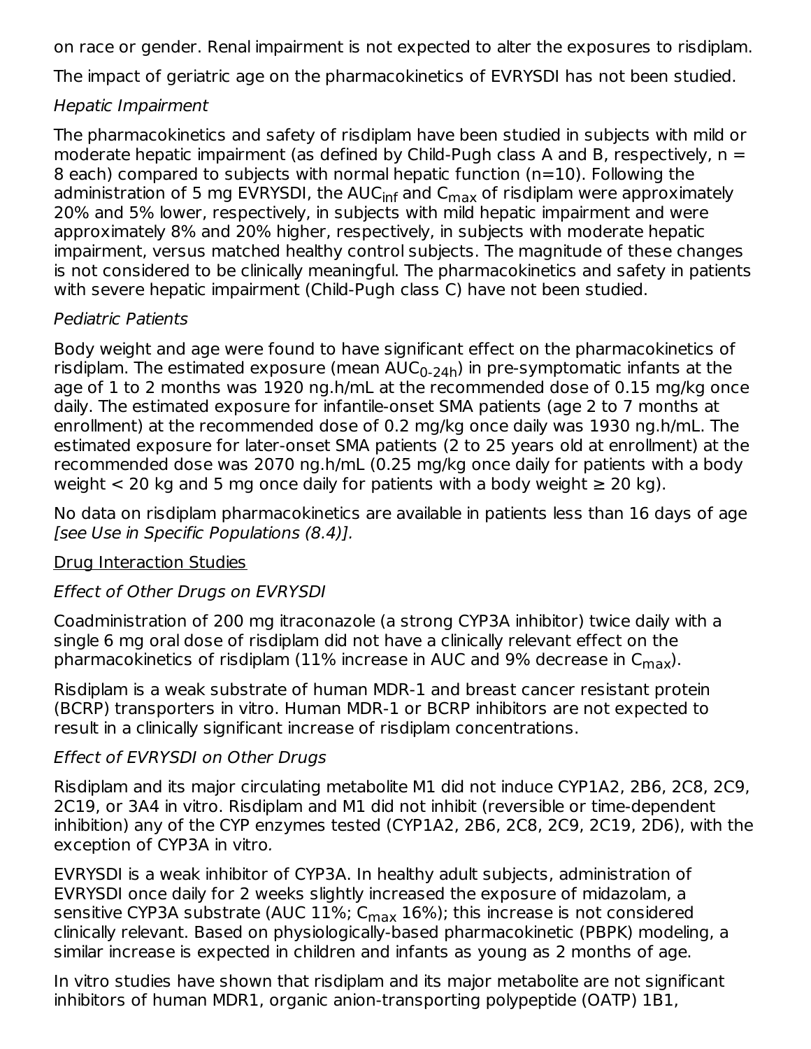on race or gender. Renal impairment is not expected to alter the exposures to risdiplam.

The impact of geriatric age on the pharmacokinetics of EVRYSDI has not been studied.

*Hepatic Impairment*

The pharmacokinetics and safety of risdiplam have been studied in subjects with mild or moderate hepatic impairment (as defined by Child-Pugh class A and B, respectively, n = 8 each) compared to subjects with normal hepatic function (n=10). Following the administration of 5 mg EVRYSDI, the $AUC_{inf}$ and $C_{max}$ of risdiplam were approximately 20% and 5% lower, respectively, in subjects with mild hepatic impairment and were approximately 8% and 20% higher, respectively, in subjects with moderate hepatic impairment, versus matched healthy control subjects. The magnitude of these changes is not considered to be clinically meaningful. The pharmacokinetics and safety in patients with severe hepatic impairment (Child-Pugh class C) have not been studied.

*Pediatric Patients*

Body weight and age were found to have significant effect on the pharmacokinetics of risdiplam. The estimated exposure (mean $AUC_{0\text{-}24h}$) in pre-symptomatic infants at the age of 1 to 2 months was 1920 ng.h/mL at the recommended dose of 0.15 mg/kg once daily. The estimated exposure for infantile-onset SMA patients (age 2 to 7 months at enrollment) at the recommended dose of 0.2 mg/kg once daily was 1930 ng.h/mL. The estimated exposure for later-onset SMA patients (2 to 25 years old at enrollment) at the recommended dose was 2070 ng.h/mL (0.25 mg/kg once daily for patients with a body weight < 20 kg and 5 mg once daily for patients with a body weight ≥ 20 kg).

No data on risdiplam pharmacokinetics are available in patients less than 16 days of age *[see Use in Specific Populations (8.4)]*.

<u>Drug Interaction Studies</u>

*Effect of Other Drugs on EVRYSDI*

Coadministration of 200 mg itraconazole (a strong CYP3A inhibitor) twice daily with a single 6 mg oral dose of risdiplam did not have a clinically relevant effect on the pharmacokinetics of risdiplam (11% increase in AUC and 9% decrease in $C_{max}$).

Risdiplam is a weak substrate of human MDR-1 and breast cancer resistant protein (BCRP) transporters in vitro. Human MDR-1 or BCRP inhibitors are not expected to result in a clinically significant increase of risdiplam concentrations.

*Effect of EVRYSDI on Other Drugs*

Risdiplam and its major circulating metabolite M1 did not induce CYP1A2, 2B6, 2C8, 2C9, 2C19, or 3A4 in vitro. Risdiplam and M1 did not inhibit (reversible or time-dependent inhibition) any of the CYP enzymes tested (CYP1A2, 2B6, 2C8, 2C9, 2C19, 2D6), with the exception of CYP3A in vitro.

EVRYSDI is a weak inhibitor of CYP3A. In healthy adult subjects, administration of EVRYSDI once daily for 2 weeks slightly increased the exposure of midazolam, a sensitive CYP3A substrate (AUC 11%; $C_{max}$ 16%); this increase is not considered clinically relevant. Based on physiologically-based pharmacokinetic (PBPK) modeling, a similar increase is expected in children and infants as young as 2 months of age.

In vitro studies have shown that risdiplam and its major metabolite are not significant inhibitors of human MDR1, organic anion-transporting polypeptide (OATP) 1B1,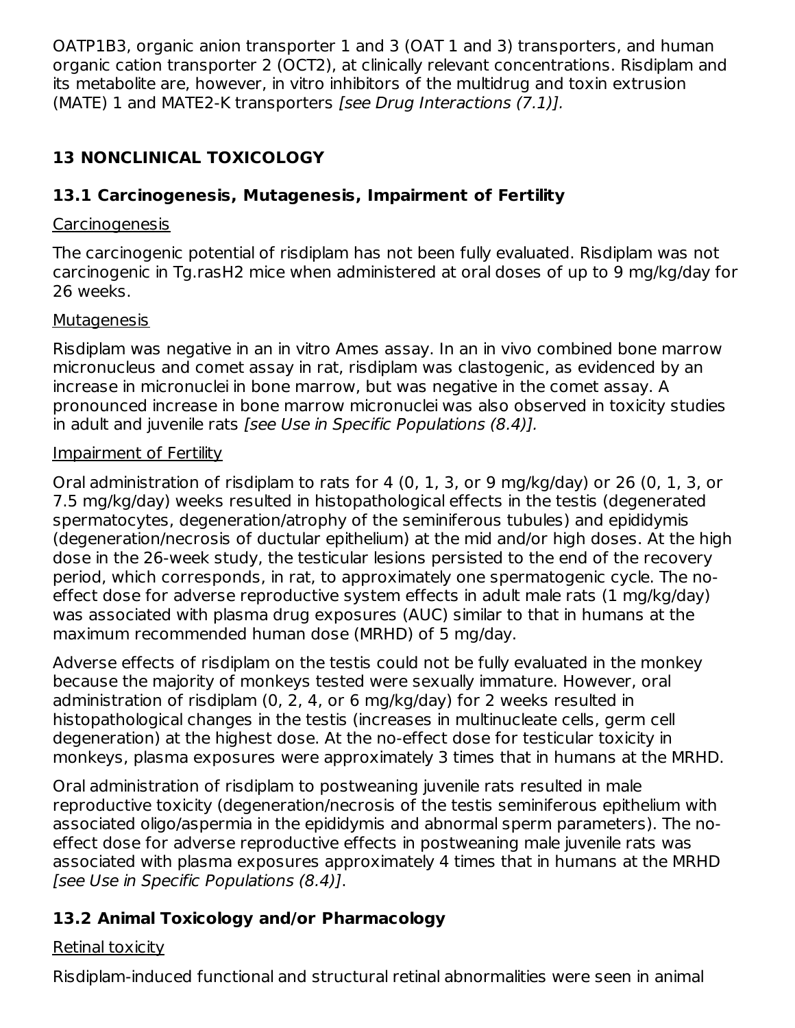OATP1B3, organic anion transporter 1 and 3 (OAT 1 and 3) transporters, and human organic cation transporter 2 (OCT2), at clinically relevant concentrations. Risdiplam and its metabolite are, however, in vitro inhibitors of the multidrug and toxin extrusion (MATE) 1 and MATE2-K transporters *[see Drug Interactions (7.1)].*

## 13 NONCLINICAL TOXICOLOGY

### 13.1 Carcinogenesis, Mutagenesis, Impairment of Fertility

Carcinogenesis

The carcinogenic potential of risdiplam has not been fully evaluated. Risdiplam was not carcinogenic in Tg.rasH2 mice when administered at oral doses of up to 9 mg/kg/day for 26 weeks.

Mutagenesis

Risdiplam was negative in an in vitro Ames assay. In an in vivo combined bone marrow micronucleus and comet assay in rat, risdiplam was clastogenic, as evidenced by an increase in micronuclei in bone marrow, but was negative in the comet assay. A pronounced increase in bone marrow micronuclei was also observed in toxicity studies in adult and juvenile rats *[see Use in Specific Populations (8.4)].*

Impairment of Fertility

Oral administration of risdiplam to rats for 4 (0, 1, 3, or 9 mg/kg/day) or 26 (0, 1, 3, or 7.5 mg/kg/day) weeks resulted in histopathological effects in the testis (degenerated spermatocytes, degeneration/atrophy of the seminiferous tubules) and epididymis (degeneration/necrosis of ductular epithelium) at the mid and/or high doses. At the high dose in the 26-week study, the testicular lesions persisted to the end of the recovery period, which corresponds, in rat, to approximately one spermatogenic cycle. The no-effect dose for adverse reproductive system effects in adult male rats (1 mg/kg/day) was associated with plasma drug exposures (AUC) similar to that in humans at the maximum recommended human dose (MRHD) of 5 mg/day.

Adverse effects of risdiplam on the testis could not be fully evaluated in the monkey because the majority of monkeys tested were sexually immature. However, oral administration of risdiplam (0, 2, 4, or 6 mg/kg/day) for 2 weeks resulted in histopathological changes in the testis (increases in multinucleate cells, germ cell degeneration) at the highest dose. At the no-effect dose for testicular toxicity in monkeys, plasma exposures were approximately 3 times that in humans at the MRHD.

Oral administration of risdiplam to postweaning juvenile rats resulted in male reproductive toxicity (degeneration/necrosis of the testis seminiferous epithelium with associated oligo/aspermia in the epididymis and abnormal sperm parameters). The no-effect dose for adverse reproductive effects in postweaning male juvenile rats was associated with plasma exposures approximately 4 times that in humans at the MRHD *[see Use in Specific Populations (8.4)]*.

### 13.2 Animal Toxicology and/or Pharmacology

Retinal toxicity

Risdiplam-induced functional and structural retinal abnormalities were seen in animal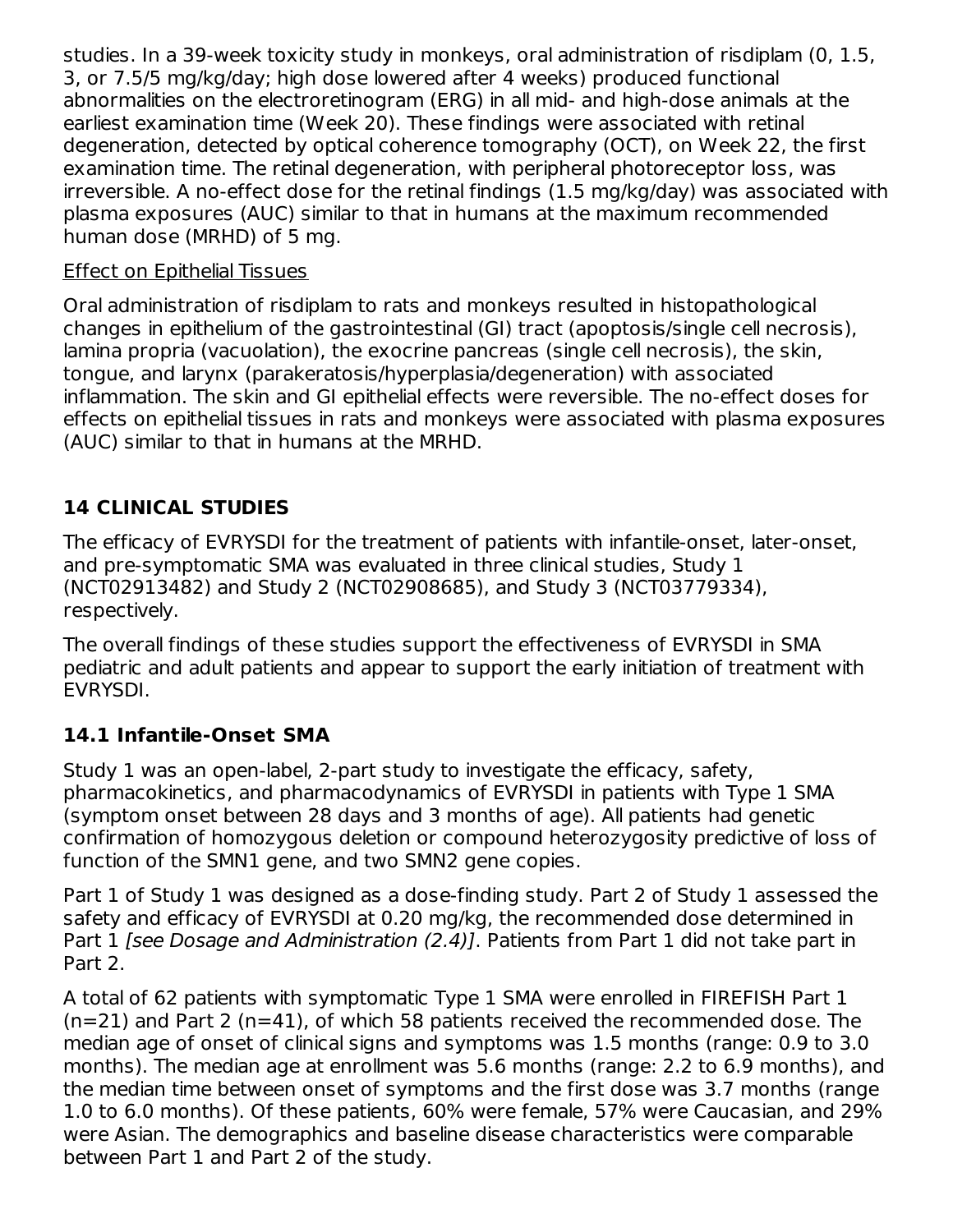studies. In a 39-week toxicity study in monkeys, oral administration of risdiplam (0, 1.5, 3, or 7.5/5 mg/kg/day; high dose lowered after 4 weeks) produced functional abnormalities on the electroretinogram (ERG) in all mid- and high-dose animals at the earliest examination time (Week 20). These findings were associated with retinal degeneration, detected by optical coherence tomography (OCT), on Week 22, the first examination time. The retinal degeneration, with peripheral photoreceptor loss, was irreversible. A no-effect dose for the retinal findings (1.5 mg/kg/day) was associated with plasma exposures (AUC) similar to that in humans at the maximum recommended human dose (MRHD) of 5 mg.

<u>Effect on Epithelial Tissues</u>

Oral administration of risdiplam to rats and monkeys resulted in histopathological changes in epithelium of the gastrointestinal (GI) tract (apoptosis/single cell necrosis), lamina propria (vacuolation), the exocrine pancreas (single cell necrosis), the skin, tongue, and larynx (parakeratosis/hyperplasia/degeneration) with associated inflammation. The skin and GI epithelial effects were reversible. The no-effect doses for effects on epithelial tissues in rats and monkeys were associated with plasma exposures (AUC) similar to that in humans at the MRHD.

## 14 CLINICAL STUDIES

The efficacy of EVRYSDI for the treatment of patients with infantile-onset, later-onset, and pre-symptomatic SMA was evaluated in three clinical studies, Study 1 (NCT02913482) and Study 2 (NCT02908685), and Study 3 (NCT03779334), respectively.

The overall findings of these studies support the effectiveness of EVRYSDI in SMA pediatric and adult patients and appear to support the early initiation of treatment with EVRYSDI.

### 14.1 Infantile-Onset SMA

Study 1 was an open-label, 2-part study to investigate the efficacy, safety, pharmacokinetics, and pharmacodynamics of EVRYSDI in patients with Type 1 SMA (symptom onset between 28 days and 3 months of age). All patients had genetic confirmation of homozygous deletion or compound heterozygosity predictive of loss of function of the SMN1 gene, and two SMN2 gene copies.

Part 1 of Study 1 was designed as a dose-finding study. Part 2 of Study 1 assessed the safety and efficacy of EVRYSDI at 0.20 mg/kg, the recommended dose determined in Part 1 *[see Dosage and Administration (2.4)]*. Patients from Part 1 did not take part in Part 2.

A total of 62 patients with symptomatic Type 1 SMA were enrolled in FIREFISH Part 1 (n=21) and Part 2 (n=41), of which 58 patients received the recommended dose. The median age of onset of clinical signs and symptoms was 1.5 months (range: 0.9 to 3.0 months). The median age at enrollment was 5.6 months (range: 2.2 to 6.9 months), and the median time between onset of symptoms and the first dose was 3.7 months (range 1.0 to 6.0 months). Of these patients, 60% were female, 57% were Caucasian, and 29% were Asian. The demographics and baseline disease characteristics were comparable between Part 1 and Part 2 of the study.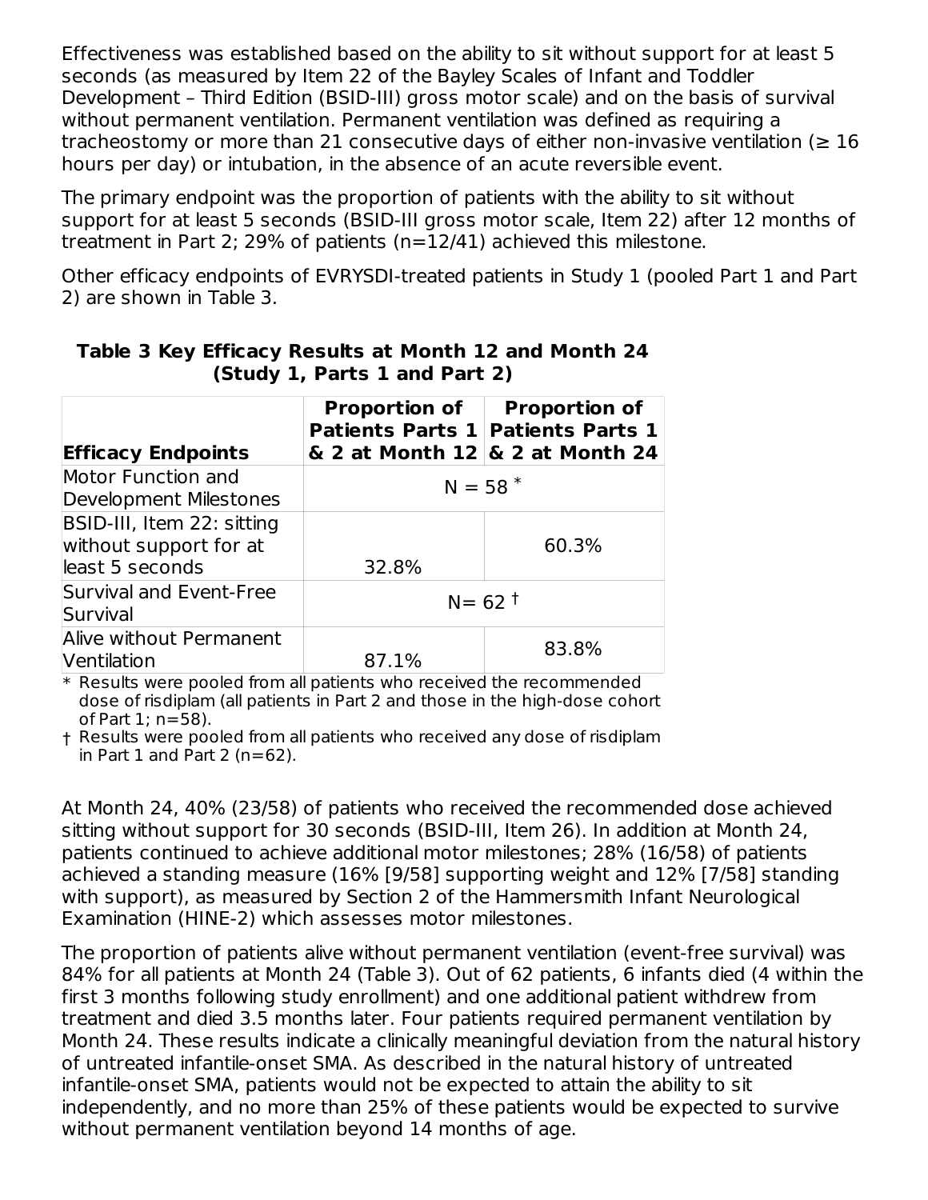Effectiveness was established based on the ability to sit without support for at least 5 seconds (as measured by Item 22 of the Bayley Scales of Infant and Toddler Development – Third Edition (BSID-III) gross motor scale) and on the basis of survival without permanent ventilation. Permanent ventilation was defined as requiring a tracheostomy or more than 21 consecutive days of either non-invasive ventilation (≥ 16 hours per day) or intubation, in the absence of an acute reversible event.

The primary endpoint was the proportion of patients with the ability to sit without support for at least 5 seconds (BSID-III gross motor scale, Item 22) after 12 months of treatment in Part 2; 29% of patients (n=12/41) achieved this milestone.

Other efficacy endpoints of EVRYSDI-treated patients in Study 1 (pooled Part 1 and Part 2) are shown in Table 3.

**Table 3 Key Efficacy Results at Month 12 and Month 24 (Study 1, Parts 1 and Part 2)**

| Efficacy Endpoints | Proportion of Patients Parts 1 & 2 at Month 12 | Proportion of Patients Parts 1 & 2 at Month 24 |
|---|---|---|
| Motor Function and Development Milestones | N = 58 * | |
| BSID-III, Item 22: sitting without support for at least 5 seconds | 32.8% | 60.3% |
| Survival and Event-Free Survival | N= 62 † | |
| Alive without Permanent Ventilation | 87.1% | 83.8% |

\* Results were pooled from all patients who received the recommended dose of risdiplam (all patients in Part 2 and those in the high-dose cohort of Part 1; n=58).

† Results were pooled from all patients who received any dose of risdiplam in Part 1 and Part 2 (n=62).

At Month 24, 40% (23/58) of patients who received the recommended dose achieved sitting without support for 30 seconds (BSID-III, Item 26). In addition at Month 24, patients continued to achieve additional motor milestones; 28% (16/58) of patients achieved a standing measure (16% [9/58] supporting weight and 12% [7/58] standing with support), as measured by Section 2 of the Hammersmith Infant Neurological Examination (HINE-2) which assesses motor milestones.

The proportion of patients alive without permanent ventilation (event-free survival) was 84% for all patients at Month 24 (Table 3). Out of 62 patients, 6 infants died (4 within the first 3 months following study enrollment) and one additional patient withdrew from treatment and died 3.5 months later. Four patients required permanent ventilation by Month 24. These results indicate a clinically meaningful deviation from the natural history of untreated infantile-onset SMA. As described in the natural history of untreated infantile-onset SMA, patients would not be expected to attain the ability to sit independently, and no more than 25% of these patients would be expected to survive without permanent ventilation beyond 14 months of age.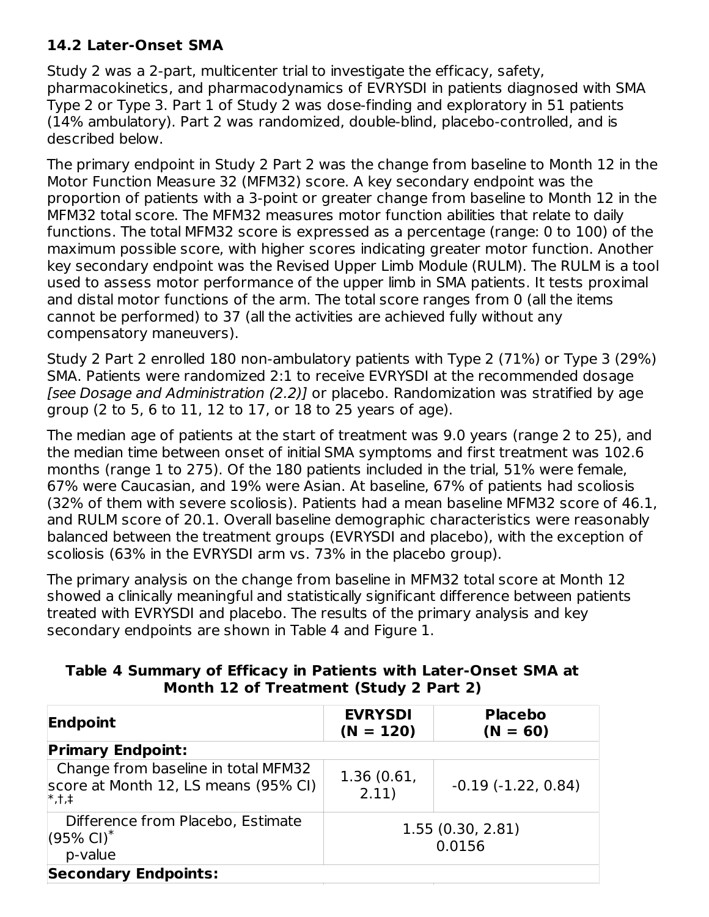### 14.2 Later-Onset SMA

Study 2 was a 2-part, multicenter trial to investigate the efficacy, safety, pharmacokinetics, and pharmacodynamics of EVRYSDI in patients diagnosed with SMA Type 2 or Type 3. Part 1 of Study 2 was dose-finding and exploratory in 51 patients (14% ambulatory). Part 2 was randomized, double-blind, placebo-controlled, and is described below.

The primary endpoint in Study 2 Part 2 was the change from baseline to Month 12 in the Motor Function Measure 32 (MFM32) score. A key secondary endpoint was the proportion of patients with a 3-point or greater change from baseline to Month 12 in the MFM32 total score. The MFM32 measures motor function abilities that relate to daily functions. The total MFM32 score is expressed as a percentage (range: 0 to 100) of the maximum possible score, with higher scores indicating greater motor function. Another key secondary endpoint was the Revised Upper Limb Module (RULM). The RULM is a tool used to assess motor performance of the upper limb in SMA patients. It tests proximal and distal motor functions of the arm. The total score ranges from 0 (all the items cannot be performed) to 37 (all the activities are achieved fully without any compensatory maneuvers).

Study 2 Part 2 enrolled 180 non-ambulatory patients with Type 2 (71%) or Type 3 (29%) SMA. Patients were randomized 2:1 to receive EVRYSDI at the recommended dosage *[see Dosage and Administration (2.2)]* or placebo. Randomization was stratified by age group (2 to 5, 6 to 11, 12 to 17, or 18 to 25 years of age).

The median age of patients at the start of treatment was 9.0 years (range 2 to 25), and the median time between onset of initial SMA symptoms and first treatment was 102.6 months (range 1 to 275). Of the 180 patients included in the trial, 51% were female, 67% were Caucasian, and 19% were Asian. At baseline, 67% of patients had scoliosis (32% of them with severe scoliosis). Patients had a mean baseline MFM32 score of 46.1, and RULM score of 20.1. Overall baseline demographic characteristics were reasonably balanced between the treatment groups (EVRYSDI and placebo), with the exception of scoliosis (63% in the EVRYSDI arm vs. 73% in the placebo group).

The primary analysis on the change from baseline in MFM32 total score at Month 12 showed a clinically meaningful and statistically significant difference between patients treated with EVRYSDI and placebo. The results of the primary analysis and key secondary endpoints are shown in Table 4 and Figure 1.

**Table 4 Summary of Efficacy in Patients with Later-Onset SMA at Month 12 of Treatment (Study 2 Part 2)**

| Endpoint | EVRYSDI (N = 120) | Placebo (N = 60) |
|---|---|---|
| **Primary Endpoint:** | | |
| Change from baseline in total MFM32 score at Month 12, LS means (95% CI) *,†,‡ | 1.36 (0.61, 2.11) | -0.19 (-1.22, 0.84) |
| Difference from Placebo, Estimate (95% CI)* p-value | 1.55 (0.30, 2.81) 0.0156 | |
| **Secondary Endpoints:** | | |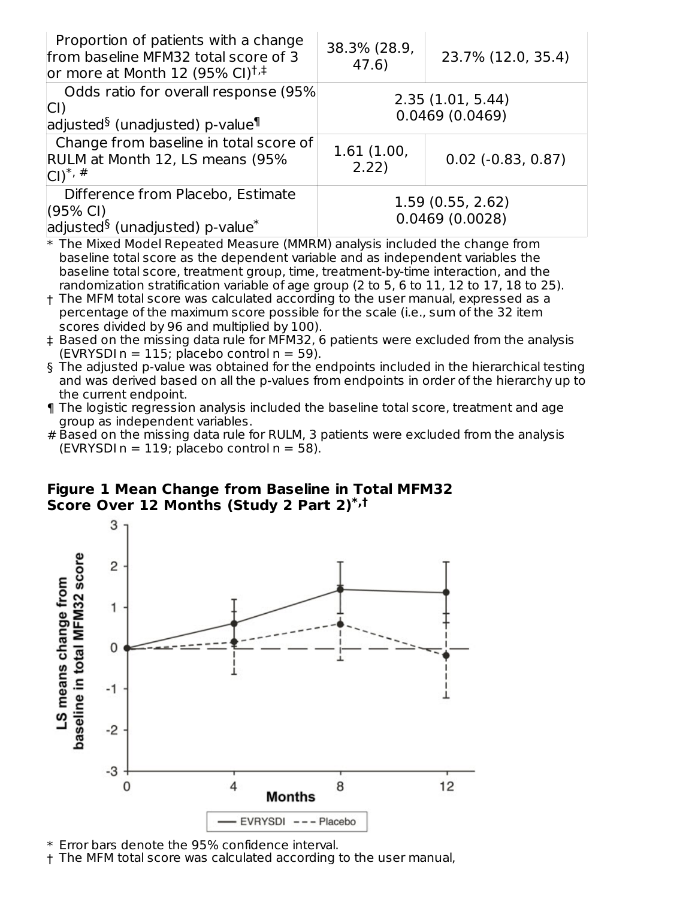| | | |
|---|---|---|
| Proportion of patients with a change from baseline MFM32 total score of 3 or more at Month 12 (95% CI)[†,‡] | 38.3% (28.9, 47.6) | 23.7% (12.0, 35.4) |
| Odds ratio for overall response (95% CI) adjusted[§] (unadjusted) p-value[¶] | 2.35 (1.01, 5.44) 0.0469 (0.0469) | |
| Change from baseline in total score of RULM at Month 12, LS means (95% CI)[*, #] | 1.61 (1.00, 2.22) | 0.02 (-0.83, 0.87) |
| Difference from Placebo, Estimate (95% CI) adjusted[§] (unadjusted) p-value[*] | 1.59 (0.55, 2.62) 0.0469 (0.0028) | |

\* The Mixed Model Repeated Measure (MMRM) analysis included the change from baseline total score as the dependent variable and as independent variables the baseline total score, treatment group, time, treatment-by-time interaction, and the randomization stratification variable of age group (2 to 5, 6 to 11, 12 to 17, 18 to 25).

† The MFM total score was calculated according to the user manual, expressed as a percentage of the maximum score possible for the scale (i.e., sum of the 32 item scores divided by 96 and multiplied by 100).

‡ Based on the missing data rule for MFM32, 6 patients were excluded from the analysis (EVRYSDI n = 115; placebo control n = 59).

§ The adjusted p-value was obtained for the endpoints included in the hierarchical testing and was derived based on all the p-values from endpoints in order of the hierarchy up to the current endpoint.

¶ The logistic regression analysis included the baseline total score, treatment and age group as independent variables.

\# Based on the missing data rule for RULM, 3 patients were excluded from the analysis (EVRYSDI n = 119; placebo control n = 58).

**Figure 1 Mean Change from Baseline in Total MFM32 Score Over 12 Months (Study 2 Part 2)[*,†]**

\* Error bars denote the 95% confidence interval.

† The MFM total score was calculated according to the user manual,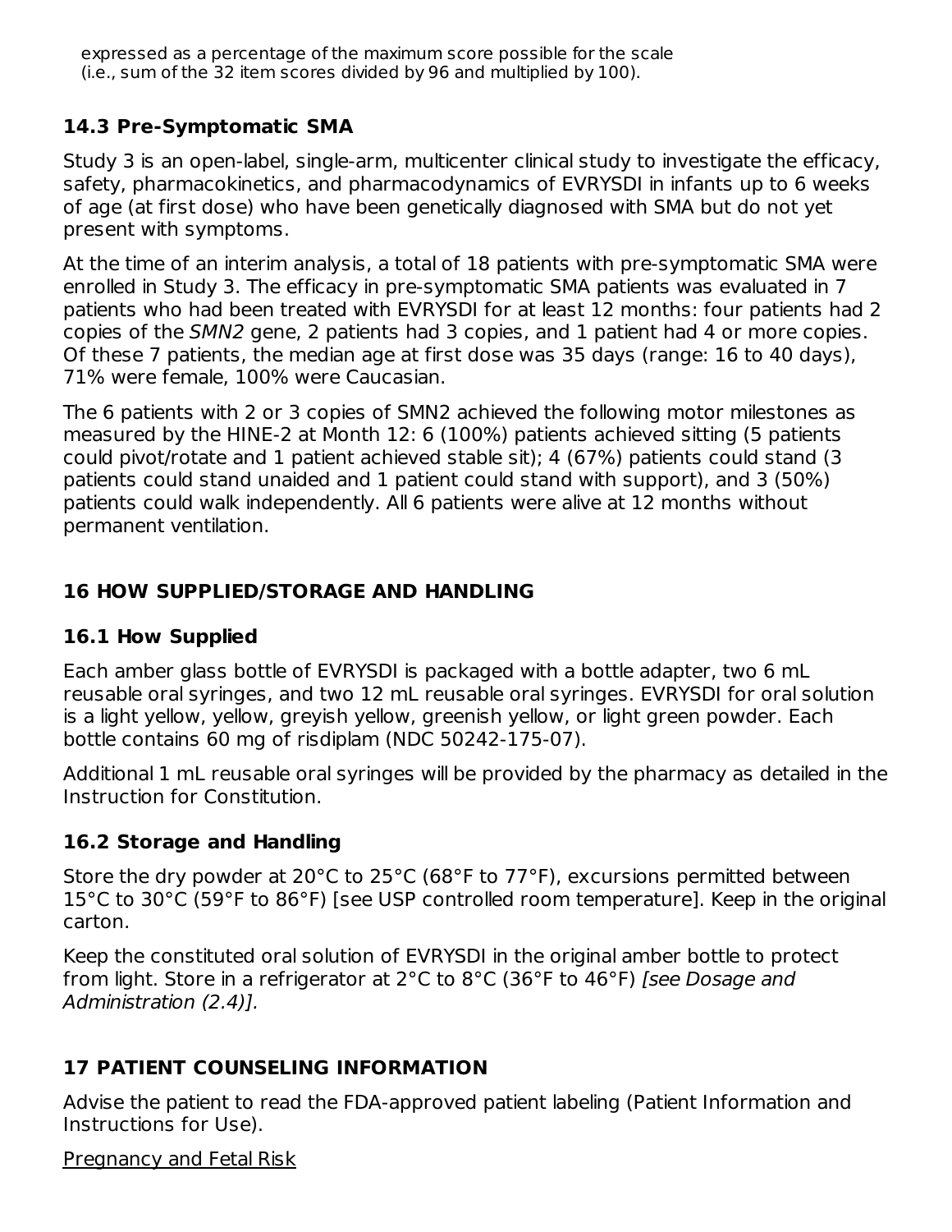expressed as a percentage of the maximum score possible for the scale (i.e., sum of the 32 item scores divided by 96 and multiplied by 100).

### 14.3 Pre-Symptomatic SMA

Study 3 is an open-label, single-arm, multicenter clinical study to investigate the efficacy, safety, pharmacokinetics, and pharmacodynamics of EVRYSDI in infants up to 6 weeks of age (at first dose) who have been genetically diagnosed with SMA but do not yet present with symptoms.

At the time of an interim analysis, a total of 18 patients with pre-symptomatic SMA were enrolled in Study 3. The efficacy in pre-symptomatic SMA patients was evaluated in 7 patients who had been treated with EVRYSDI for at least 12 months: four patients had 2 copies of the *SMN2* gene, 2 patients had 3 copies, and 1 patient had 4 or more copies. Of these 7 patients, the median age at first dose was 35 days (range: 16 to 40 days), 71% were female, 100% were Caucasian.

The 6 patients with 2 or 3 copies of SMN2 achieved the following motor milestones as measured by the HINE-2 at Month 12: 6 (100%) patients achieved sitting (5 patients could pivot/rotate and 1 patient achieved stable sit); 4 (67%) patients could stand (3 patients could stand unaided and 1 patient could stand with support), and 3 (50%) patients could walk independently. All 6 patients were alive at 12 months without permanent ventilation.

## 16 HOW SUPPLIED/STORAGE AND HANDLING

### 16.1 How Supplied

Each amber glass bottle of EVRYSDI is packaged with a bottle adapter, two 6 mL reusable oral syringes, and two 12 mL reusable oral syringes. EVRYSDI for oral solution is a light yellow, yellow, greyish yellow, greenish yellow, or light green powder. Each bottle contains 60 mg of risdiplam (NDC 50242-175-07).

Additional 1 mL reusable oral syringes will be provided by the pharmacy as detailed in the Instruction for Constitution.

### 16.2 Storage and Handling

Store the dry powder at 20°C to 25°C (68°F to 77°F), excursions permitted between 15°C to 30°C (59°F to 86°F) [see USP controlled room temperature]. Keep in the original carton.

Keep the constituted oral solution of EVRYSDI in the original amber bottle to protect from light. Store in a refrigerator at 2°C to 8°C (36°F to 46°F) *[see Dosage and Administration (2.4)]*.

## 17 PATIENT COUNSELING INFORMATION

Advise the patient to read the FDA-approved patient labeling (Patient Information and Instructions for Use).

<u>Pregnancy and Fetal Risk</u>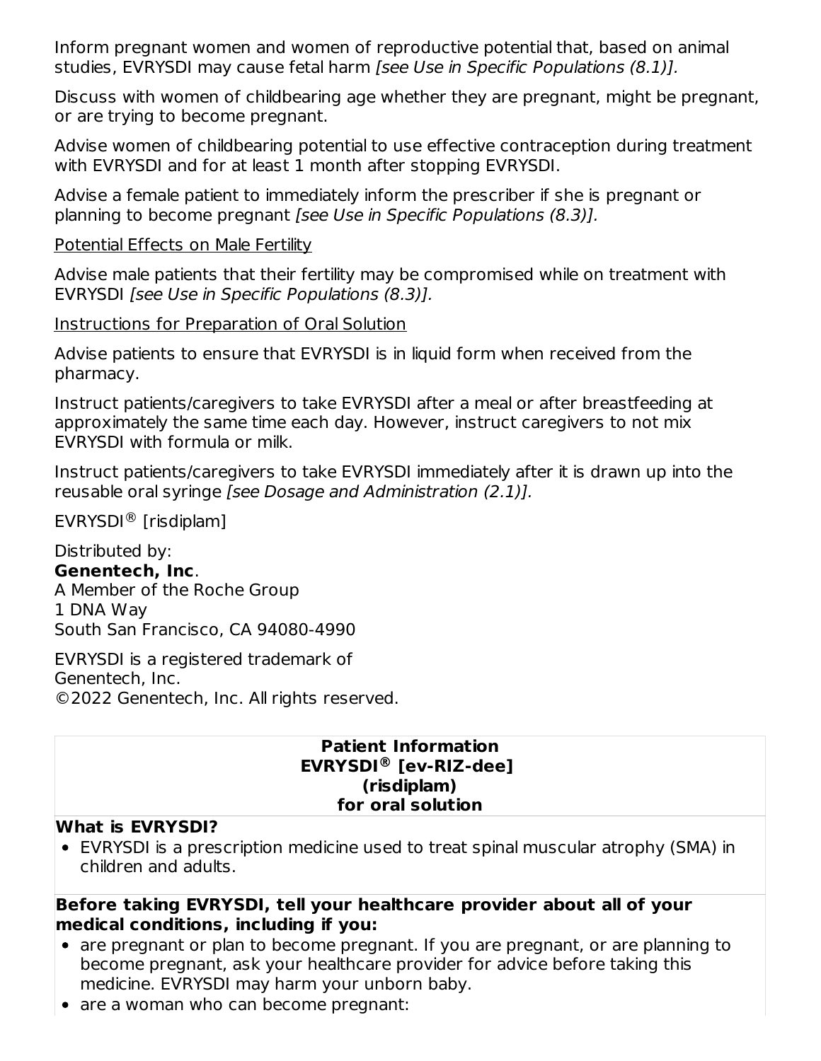Inform pregnant women and women of reproductive potential that, based on animal studies, EVRYSDI may cause fetal harm *[see Use in Specific Populations (8.1)].*

Discuss with women of childbearing age whether they are pregnant, might be pregnant, or are trying to become pregnant.

Advise women of childbearing potential to use effective contraception during treatment with EVRYSDI and for at least 1 month after stopping EVRYSDI.

Advise a female patient to immediately inform the prescriber if she is pregnant or planning to become pregnant *[see Use in Specific Populations (8.3)].*

Potential Effects on Male Fertility

Advise male patients that their fertility may be compromised while on treatment with EVRYSDI *[see Use in Specific Populations (8.3)].*

Instructions for Preparation of Oral Solution

Advise patients to ensure that EVRYSDI is in liquid form when received from the pharmacy.

Instruct patients/caregivers to take EVRYSDI after a meal or after breastfeeding at approximately the same time each day. However, instruct caregivers to not mix EVRYSDI with formula or milk.

Instruct patients/caregivers to take EVRYSDI immediately after it is drawn up into the reusable oral syringe *[see Dosage and Administration (2.1)].*

EVRYSDI® [risdiplam]

Distributed by:
**Genentech, Inc**.
A Member of the Roche Group
1 DNA Way
South San Francisco, CA 94080-4990

EVRYSDI is a registered trademark of
Genentech, Inc.
©2022 Genentech, Inc. All rights reserved.

| **Patient Information<br>EVRYSDI® [ev-RIZ-dee]<br>(risdiplam)<br>for oral solution** |
|---|
| **What is EVRYSDI?**<br>• EVRYSDI is a prescription medicine used to treat spinal muscular atrophy (SMA) in children and adults. |
| **Before taking EVRYSDI, tell your healthcare provider about all of your medical conditions, including if you:**<br>• are pregnant or plan to become pregnant. If you are pregnant, or are planning to become pregnant, ask your healthcare provider for advice before taking this medicine. EVRYSDI may harm your unborn baby.<br>• are a woman who can become pregnant: |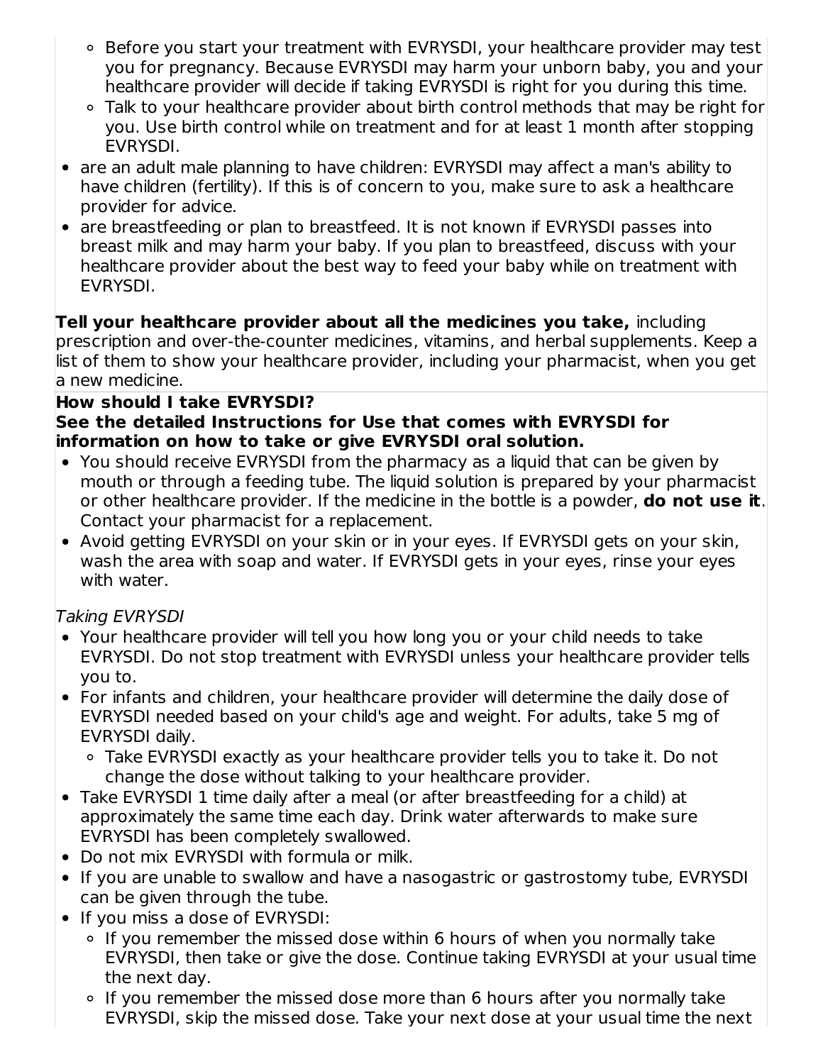- Before you start your treatment with EVRYSDI, your healthcare provider may test you for pregnancy. Because EVRYSDI may harm your unborn baby, you and your healthcare provider will decide if taking EVRYSDI is right for you during this time.
    - Talk to your healthcare provider about birth control methods that may be right for you. Use birth control while on treatment and for at least 1 month after stopping EVRYSDI.
- are an adult male planning to have children: EVRYSDI may affect a man's ability to have children (fertility). If this is of concern to you, make sure to ask a healthcare provider for advice.
- are breastfeeding or plan to breastfeed. It is not known if EVRYSDI passes into breast milk and may harm your baby. If you plan to breastfeed, discuss with your healthcare provider about the best way to feed your baby while on treatment with EVRYSDI.

**Tell your healthcare provider about all the medicines you take,** including prescription and over-the-counter medicines, vitamins, and herbal supplements. Keep a list of them to show your healthcare provider, including your pharmacist, when you get a new medicine.

**How should I take EVRYSDI?**

**See the detailed Instructions for Use that comes with EVRYSDI for information on how to take or give EVRYSDI oral solution.**

- You should receive EVRYSDI from the pharmacy as a liquid that can be given by mouth or through a feeding tube. The liquid solution is prepared by your pharmacist or other healthcare provider. If the medicine in the bottle is a powder, **do not use it**. Contact your pharmacist for a replacement.
- Avoid getting EVRYSDI on your skin or in your eyes. If EVRYSDI gets on your skin, wash the area with soap and water. If EVRYSDI gets in your eyes, rinse your eyes with water.

*Taking EVRYSDI*

- Your healthcare provider will tell you how long you or your child needs to take EVRYSDI. Do not stop treatment with EVRYSDI unless your healthcare provider tells you to.
- For infants and children, your healthcare provider will determine the daily dose of EVRYSDI needed based on your child's age and weight. For adults, take 5 mg of EVRYSDI daily.
    - Take EVRYSDI exactly as your healthcare provider tells you to take it. Do not change the dose without talking to your healthcare provider.
- Take EVRYSDI 1 time daily after a meal (or after breastfeeding for a child) at approximately the same time each day. Drink water afterwards to make sure EVRYSDI has been completely swallowed.
- Do not mix EVRYSDI with formula or milk.
- If you are unable to swallow and have a nasogastric or gastrostomy tube, EVRYSDI can be given through the tube.
- If you miss a dose of EVRYSDI:
    - If you remember the missed dose within 6 hours of when you normally take EVRYSDI, then take or give the dose. Continue taking EVRYSDI at your usual time the next day.
    - If you remember the missed dose more than 6 hours after you normally take EVRYSDI, skip the missed dose. Take your next dose at your usual time the next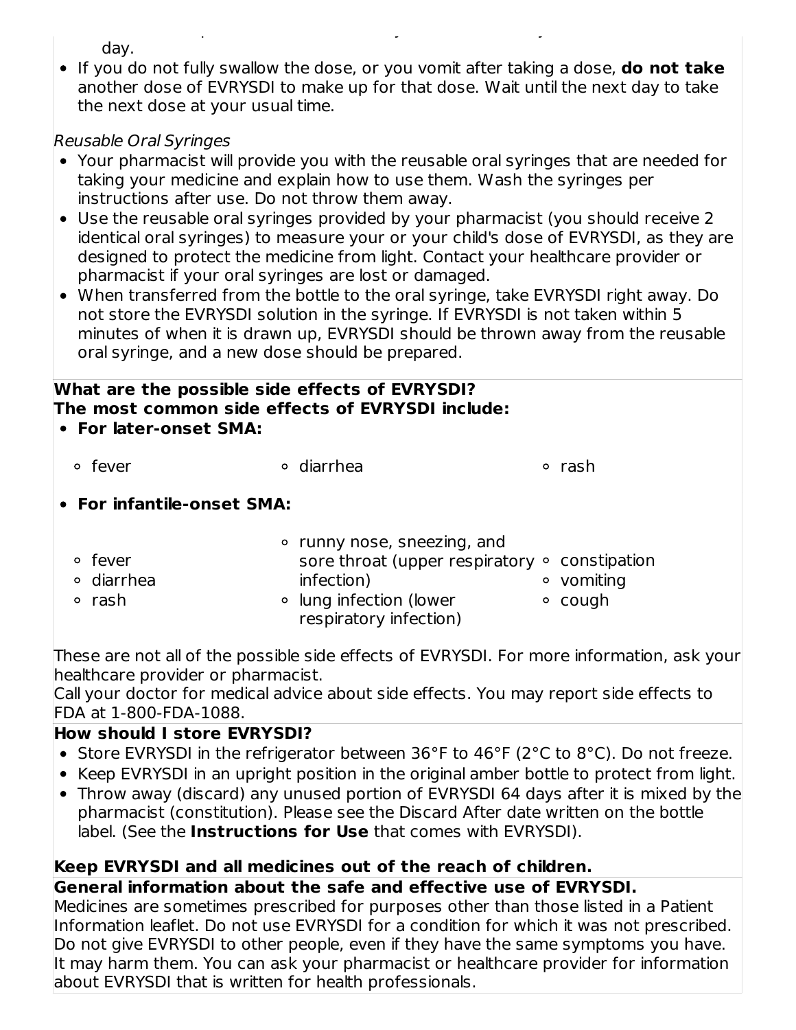day.

- If you do not fully swallow the dose, or you vomit after taking a dose, **do not take** another dose of EVRYSDI to make up for that dose. Wait until the next day to take the next dose at your usual time.

*Reusable Oral Syringes*

- Your pharmacist will provide you with the reusable oral syringes that are needed for taking your medicine and explain how to use them. Wash the syringes per instructions after use. Do not throw them away.
- Use the reusable oral syringes provided by your pharmacist (you should receive 2 identical oral syringes) to measure your or your child's dose of EVRYSDI, as they are designed to protect the medicine from light. Contact your healthcare provider or pharmacist if your oral syringes are lost or damaged.
- When transferred from the bottle to the oral syringe, take EVRYSDI right away. Do not store the EVRYSDI solution in the syringe. If EVRYSDI is not taken within 5 minutes of when it is drawn up, EVRYSDI should be thrown away from the reusable oral syringe, and a new dose should be prepared.

**What are the possible side effects of EVRYSDI?**
**The most common side effects of EVRYSDI include:**

- **For later-onset SMA:**
  - fever
  - diarrhea
  - rash
- **For infantile-onset SMA:**
  - fever
  - diarrhea
  - rash
  - runny nose, sneezing, and sore throat (upper respiratory infection)
  - lung infection (lower respiratory infection)
  - constipation
  - vomiting
  - cough

These are not all of the possible side effects of EVRYSDI. For more information, ask your healthcare provider or pharmacist.
Call your doctor for medical advice about side effects. You may report side effects to FDA at 1-800-FDA-1088.

**How should I store EVRYSDI?**

- Store EVRYSDI in the refrigerator between 36°F to 46°F (2°C to 8°C). Do not freeze.
- Keep EVRYSDI in an upright position in the original amber bottle to protect from light.
- Throw away (discard) any unused portion of EVRYSDI 64 days after it is mixed by the pharmacist (constitution). Please see the Discard After date written on the bottle label. (See the **Instructions for Use** that comes with EVRYSDI).

**Keep EVRYSDI and all medicines out of the reach of children.**

**General information about the safe and effective use of EVRYSDI.**
Medicines are sometimes prescribed for purposes other than those listed in a Patient Information leaflet. Do not use EVRYSDI for a condition for which it was not prescribed. Do not give EVRYSDI to other people, even if they have the same symptoms you have. It may harm them. You can ask your pharmacist or healthcare provider for information about EVRYSDI that is written for health professionals.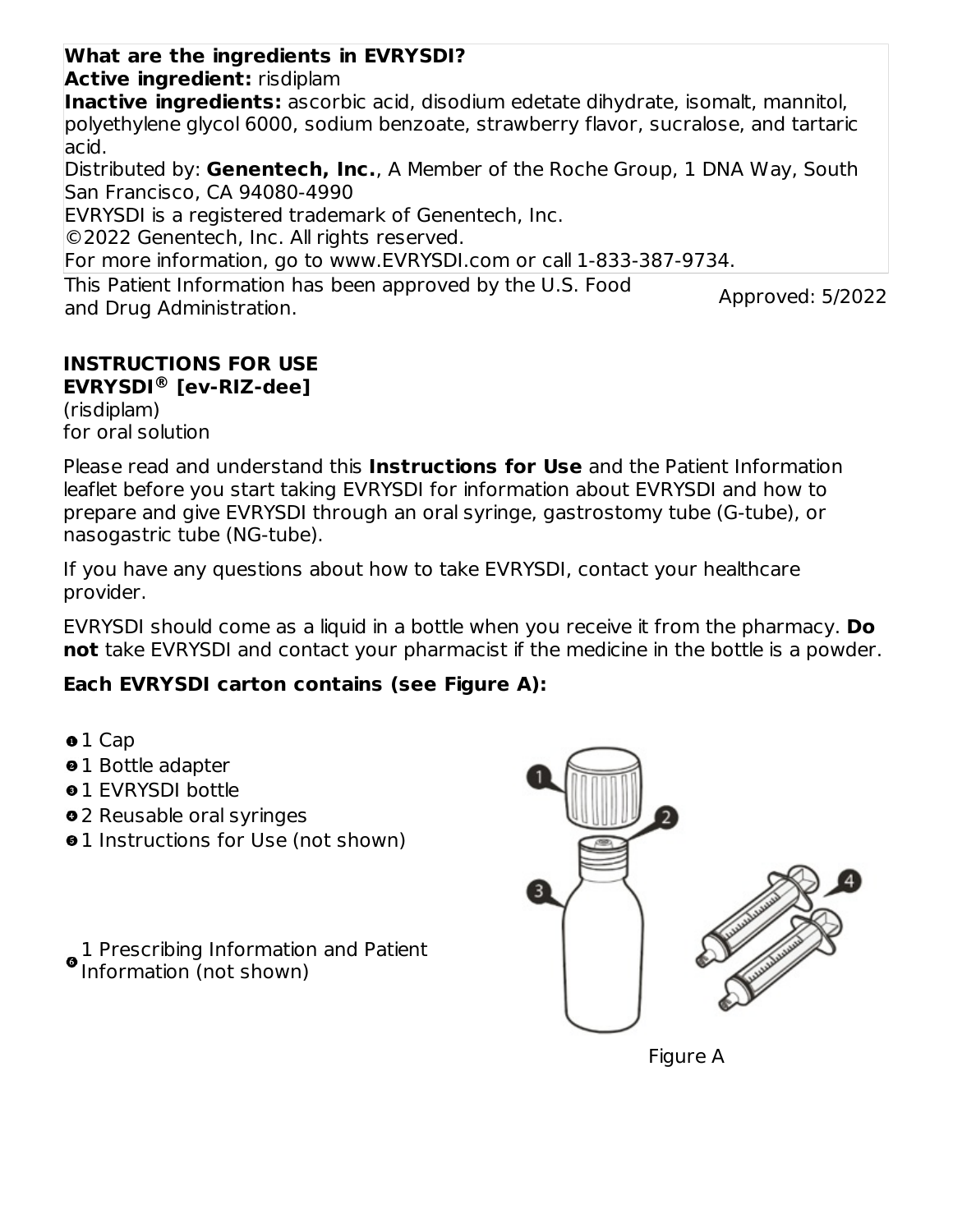**What are the ingredients in EVRYSDI?**
**Active ingredient:** risdiplam
**Inactive ingredients:** ascorbic acid, disodium edetate dihydrate, isomalt, mannitol, polyethylene glycol 6000, sodium benzoate, strawberry flavor, sucralose, and tartaric acid.
Distributed by: **Genentech, Inc.**, A Member of the Roche Group, 1 DNA Way, South San Francisco, CA 94080-4990
EVRYSDI is a registered trademark of Genentech, Inc.
©2022 Genentech, Inc. All rights reserved.
For more information, go to www.EVRYSDI.com or call 1-833-387-9734.

This Patient Information has been approved by the U.S. Food and Drug Administration. Approved: 5/2022

**INSTRUCTIONS FOR USE**
**EVRYSDI® [ev-RIZ-dee]**
(risdiplam)
for oral solution

Please read and understand this **Instructions for Use** and the Patient Information leaflet before you start taking EVRYSDI for information about EVRYSDI and how to prepare and give EVRYSDI through an oral syringe, gastrostomy tube (G-tube), or nasogastric tube (NG-tube).

If you have any questions about how to take EVRYSDI, contact your healthcare provider.

EVRYSDI should come as a liquid in a bottle when you receive it from the pharmacy. **Do not** take EVRYSDI and contact your pharmacist if the medicine in the bottle is a powder.

**Each EVRYSDI carton contains (see Figure A):**

1. 1 Cap
2. 1 Bottle adapter
3. 1 EVRYSDI bottle
4. 2 Reusable oral syringes
5. 1 Instructions for Use (not shown)
6. 1 Prescribing Information and Patient Information (not shown)

Figure A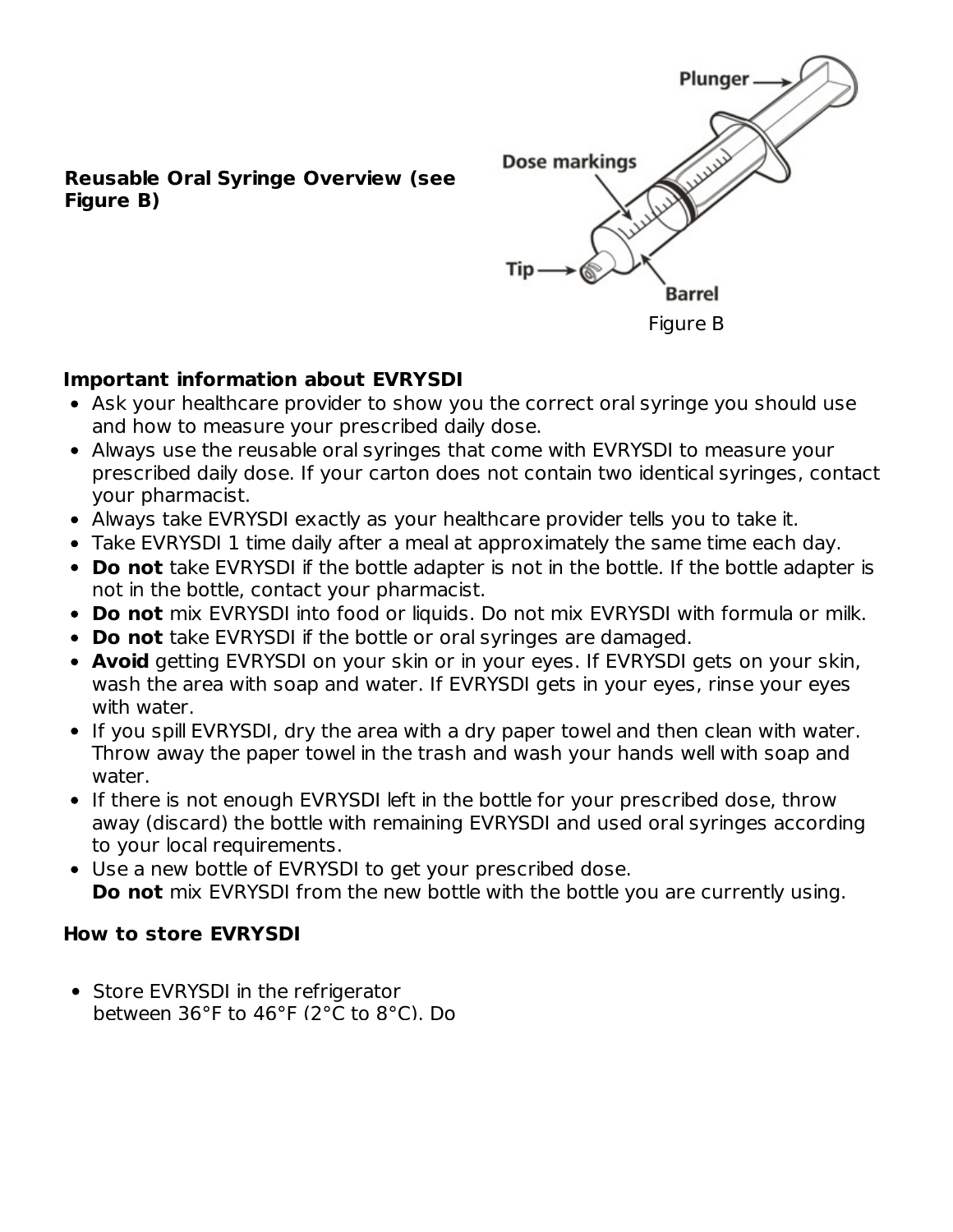**Reusable Oral Syringe Overview (see Figure B)**

Figure B

**Important information about EVRYSDI**

- Ask your healthcare provider to show you the correct oral syringe you should use and how to measure your prescribed daily dose.
- Always use the reusable oral syringes that come with EVRYSDI to measure your prescribed daily dose. If your carton does not contain two identical syringes, contact your pharmacist.
- Always take EVRYSDI exactly as your healthcare provider tells you to take it.
- Take EVRYSDI 1 time daily after a meal at approximately the same time each day.
- **Do not** take EVRYSDI if the bottle adapter is not in the bottle. If the bottle adapter is not in the bottle, contact your pharmacist.
- **Do not** mix EVRYSDI into food or liquids. Do not mix EVRYSDI with formula or milk.
- **Do not** take EVRYSDI if the bottle or oral syringes are damaged.
- **Avoid** getting EVRYSDI on your skin or in your eyes. If EVRYSDI gets on your skin, wash the area with soap and water. If EVRYSDI gets in your eyes, rinse your eyes with water.
- If you spill EVRYSDI, dry the area with a dry paper towel and then clean with water. Throw away the paper towel in the trash and wash your hands well with soap and water.
- If there is not enough EVRYSDI left in the bottle for your prescribed dose, throw away (discard) the bottle with remaining EVRYSDI and used oral syringes according to your local requirements.
- Use a new bottle of EVRYSDI to get your prescribed dose.
  **Do not** mix EVRYSDI from the new bottle with the bottle you are currently using.

**How to store EVRYSDI**

- Store EVRYSDI in the refrigerator between 36°F to 46°F (2°C to 8°C). Do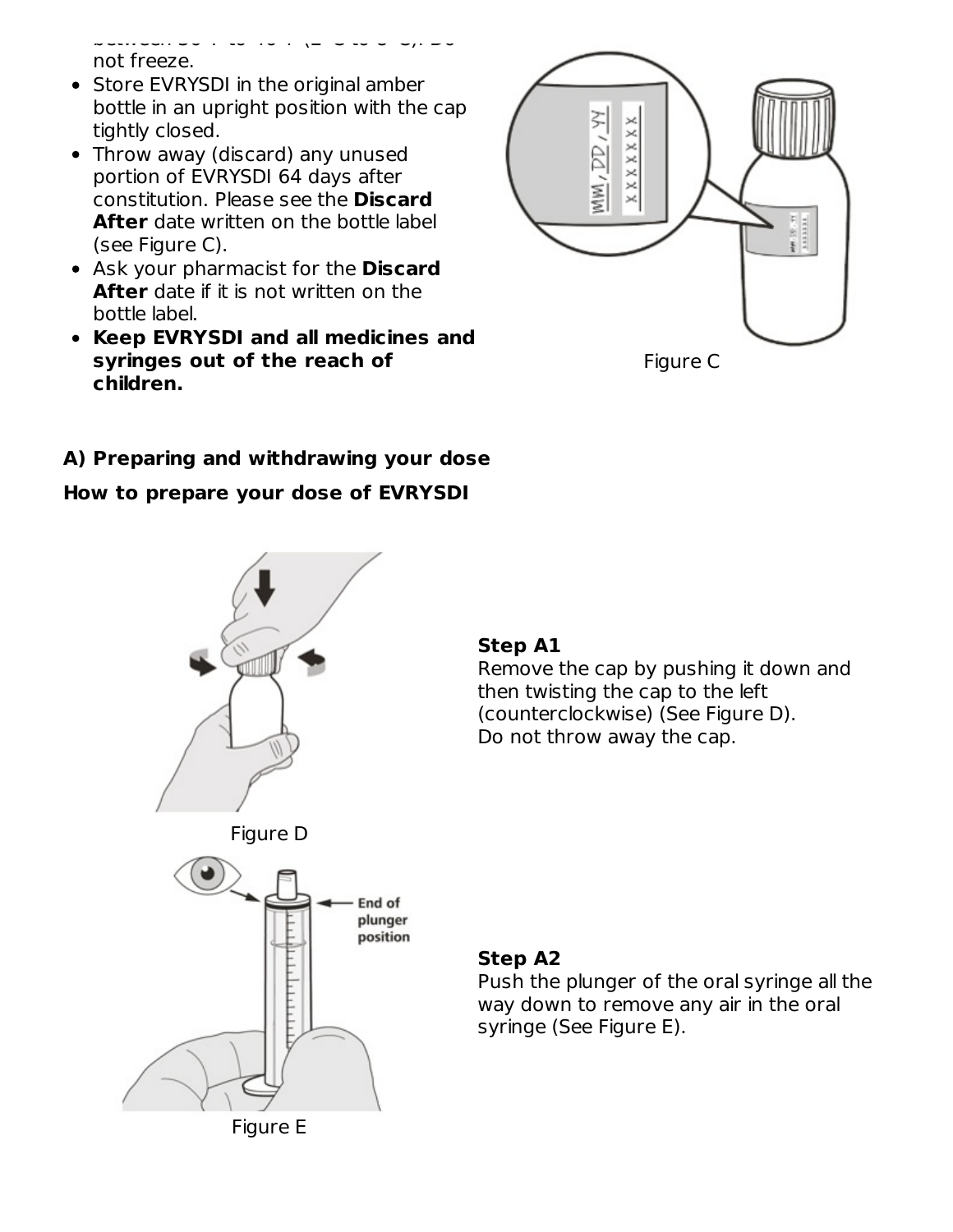not freeze.

- Store EVRYSDI in the original amber bottle in an upright position with the cap tightly closed.
- Throw away (discard) any unused portion of EVRYSDI 64 days after constitution. Please see the **Discard After** date written on the bottle label (see Figure C).
- Ask your pharmacist for the **Discard After** date if it is not written on the bottle label.
- **Keep EVRYSDI and all medicines and syringes out of the reach of children.**

Figure C

**A) Preparing and withdrawing your dose**

**How to prepare your dose of EVRYSDI**

Figure D

**Step A1**
Remove the cap by pushing it down and then twisting the cap to the left (counterclockwise) (See Figure D).
Do not throw away the cap.

Figure E

**Step A2**
Push the plunger of the oral syringe all the way down to remove any air in the oral syringe (See Figure E).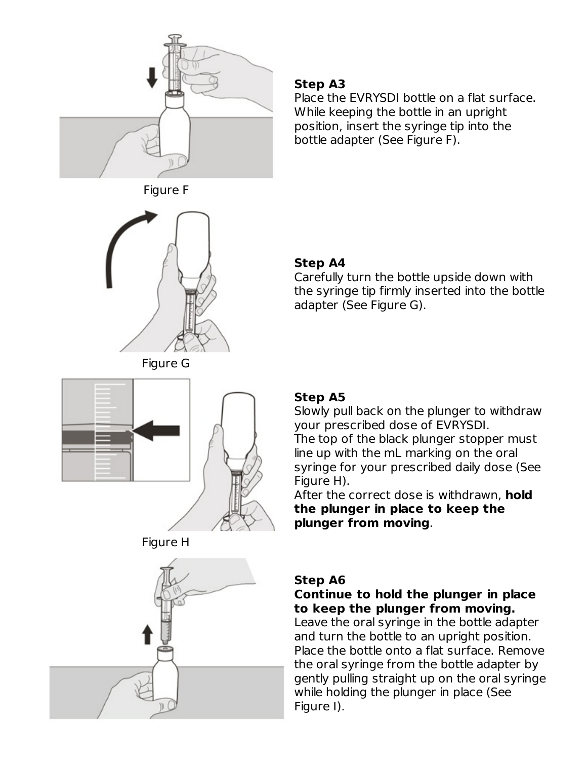**Step A3**
Place the EVRYSDI bottle on a flat surface. While keeping the bottle in an upright position, insert the syringe tip into the bottle adapter (See Figure F).

Figure F

**Step A4**
Carefully turn the bottle upside down with the syringe tip firmly inserted into the bottle adapter (See Figure G).

Figure G

**Step A5**
Slowly pull back on the plunger to withdraw your prescribed dose of EVRYSDI.
The top of the black plunger stopper must line up with the mL marking on the oral syringe for your prescribed daily dose (See Figure H).
After the correct dose is withdrawn, **hold the plunger in place to keep the plunger from moving**.

Figure H

**Step A6**
**Continue to hold the plunger in place to keep the plunger from moving.**
Leave the oral syringe in the bottle adapter and turn the bottle to an upright position. Place the bottle onto a flat surface. Remove the oral syringe from the bottle adapter by gently pulling straight up on the oral syringe while holding the plunger in place (See Figure I).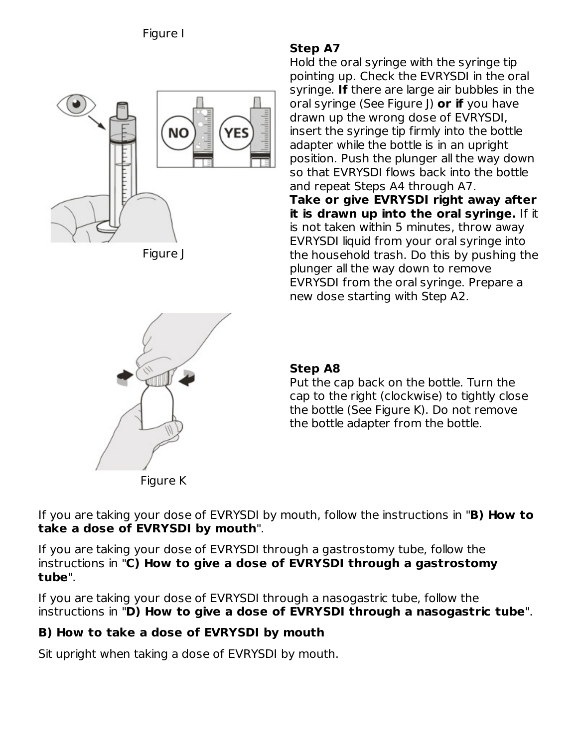Figure I

**Step A7**

Hold the oral syringe with the syringe tip pointing up. Check the EVRYSDI in the oral syringe. **If** there are large air bubbles in the oral syringe (See Figure J) **or if** you have drawn up the wrong dose of EVRYSDI, insert the syringe tip firmly into the bottle adapter while the bottle is in an upright position. Push the plunger all the way down so that EVRYSDI flows back into the bottle and repeat Steps A4 through A7.

**Take or give EVRYSDI right away after it is drawn up into the oral syringe.** If it is not taken within 5 minutes, throw away EVRYSDI liquid from your oral syringe into the household trash. Do this by pushing the plunger all the way down to remove EVRYSDI from the oral syringe. Prepare a new dose starting with Step A2.

NO YES

Figure J

**Step A8**

Put the cap back on the bottle. Turn the cap to the right (clockwise) to tightly close the bottle (See Figure K). Do not remove the bottle adapter from the bottle.

Figure K

If you are taking your dose of EVRYSDI by mouth, follow the instructions in "**B) How to take a dose of EVRYSDI by mouth**".

If you are taking your dose of EVRYSDI through a gastrostomy tube, follow the instructions in "**C) How to give a dose of EVRYSDI through a gastrostomy tube**".

If you are taking your dose of EVRYSDI through a nasogastric tube, follow the instructions in "**D) How to give a dose of EVRYSDI through a nasogastric tube**".

**B) How to take a dose of EVRYSDI by mouth**

Sit upright when taking a dose of EVRYSDI by mouth.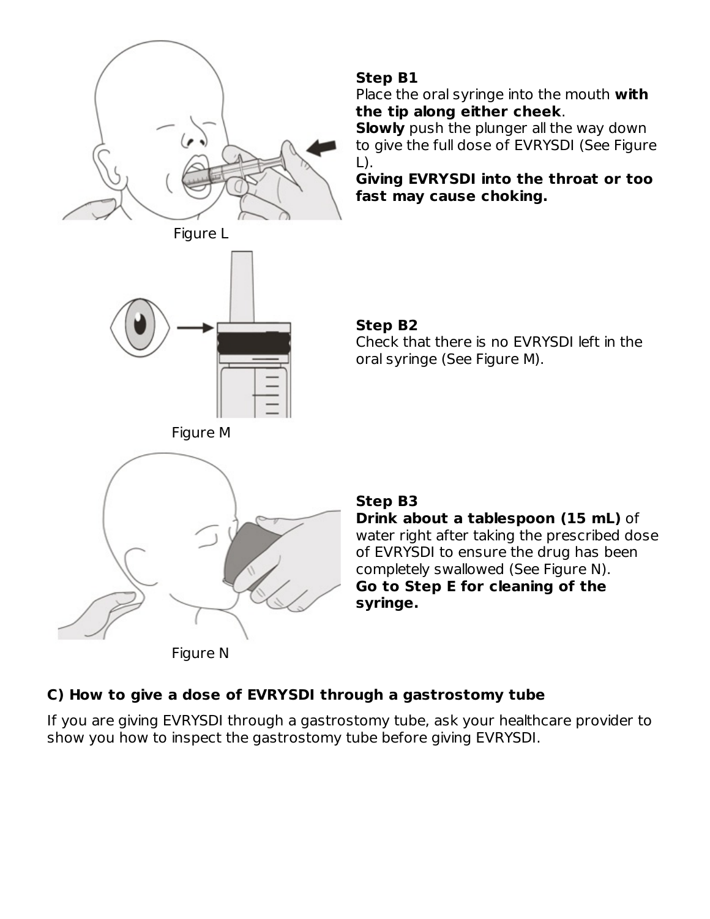Figure L

**Step B1**
Place the oral syringe into the mouth **with the tip along either cheek**.
**Slowly** push the plunger all the way down to give the full dose of EVRYSDI (See Figure L).
**Giving EVRYSDI into the throat or too fast may cause choking.**

Figure M

**Step B2**
Check that there is no EVRYSDI left in the oral syringe (See Figure M).

Figure N

**Step B3**
**Drink about a tablespoon (15 mL)** of water right after taking the prescribed dose of EVRYSDI to ensure the drug has been completely swallowed (See Figure N).
**Go to Step E for cleaning of the syringe.**

**C) How to give a dose of EVRYSDI through a gastrostomy tube**

If you are giving EVRYSDI through a gastrostomy tube, ask your healthcare provider to show you how to inspect the gastrostomy tube before giving EVRYSDI.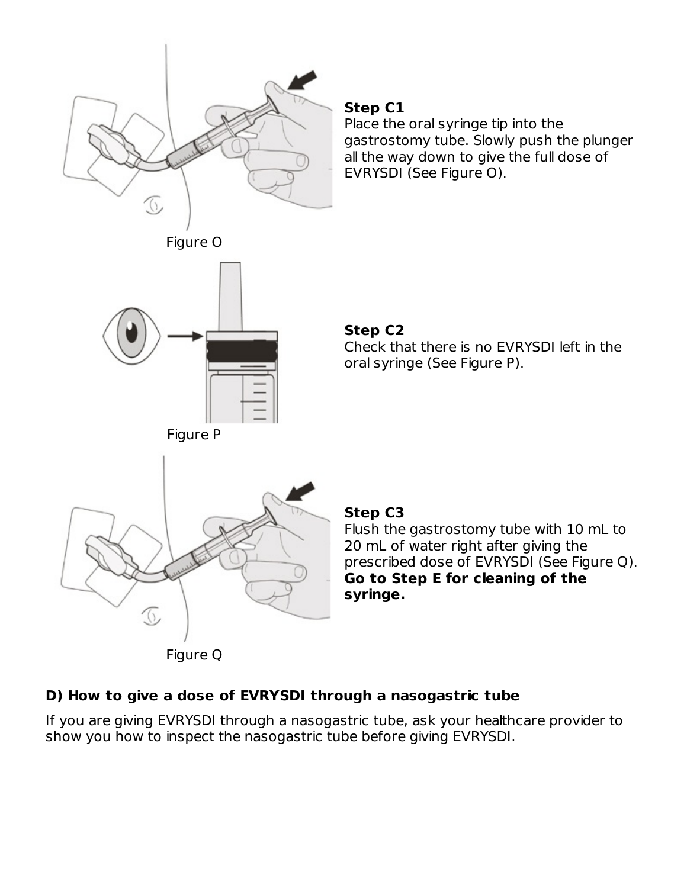Figure O

**Step C1**
Place the oral syringe tip into the gastrostomy tube. Slowly push the plunger all the way down to give the full dose of EVRYSDI (See Figure O).

Figure P

**Step C2**
Check that there is no EVRYSDI left in the oral syringe (See Figure P).

Figure Q

**Step C3**
Flush the gastrostomy tube with 10 mL to 20 mL of water right after giving the prescribed dose of EVRYSDI (See Figure Q). **Go to Step E for cleaning of the syringe.**

**D) How to give a dose of EVRYSDI through a nasogastric tube**

If you are giving EVRYSDI through a nasogastric tube, ask your healthcare provider to show you how to inspect the nasogastric tube before giving EVRYSDI.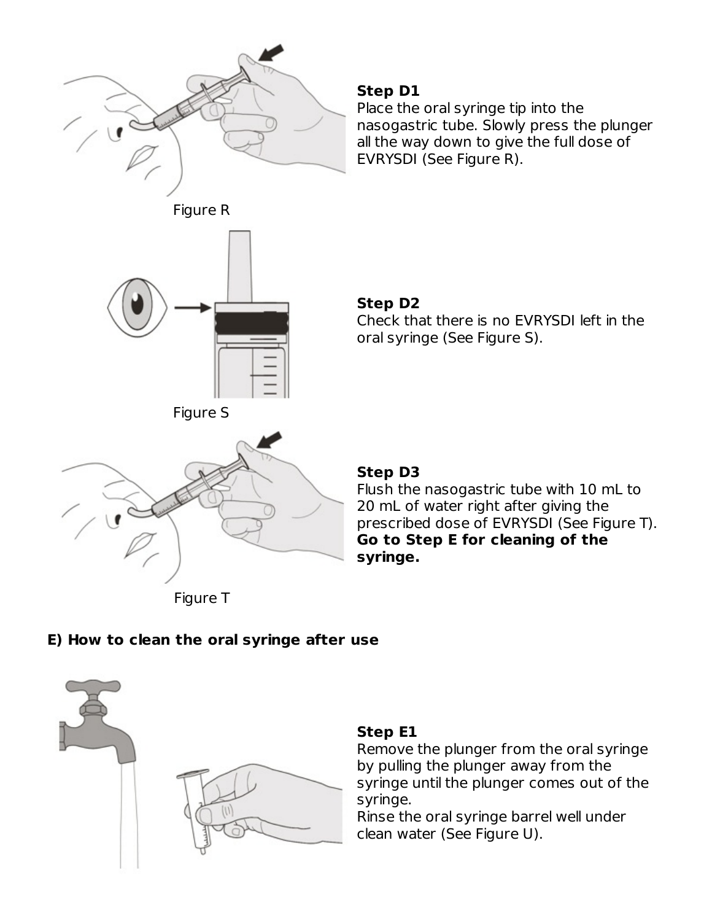Figure R

**Step D1**
Place the oral syringe tip into the nasogastric tube. Slowly press the plunger all the way down to give the full dose of EVRYSDI (See Figure R).

Figure S

**Step D2**
Check that there is no EVRYSDI left in the oral syringe (See Figure S).

Figure T

**Step D3**
Flush the nasogastric tube with 10 mL to 20 mL of water right after giving the prescribed dose of EVRYSDI (See Figure T). **Go to Step E for cleaning of the syringe.**

**E) How to clean the oral syringe after use**

**Step E1**
Remove the plunger from the oral syringe by pulling the plunger away from the syringe until the plunger comes out of the syringe.
Rinse the oral syringe barrel well under clean water (See Figure U).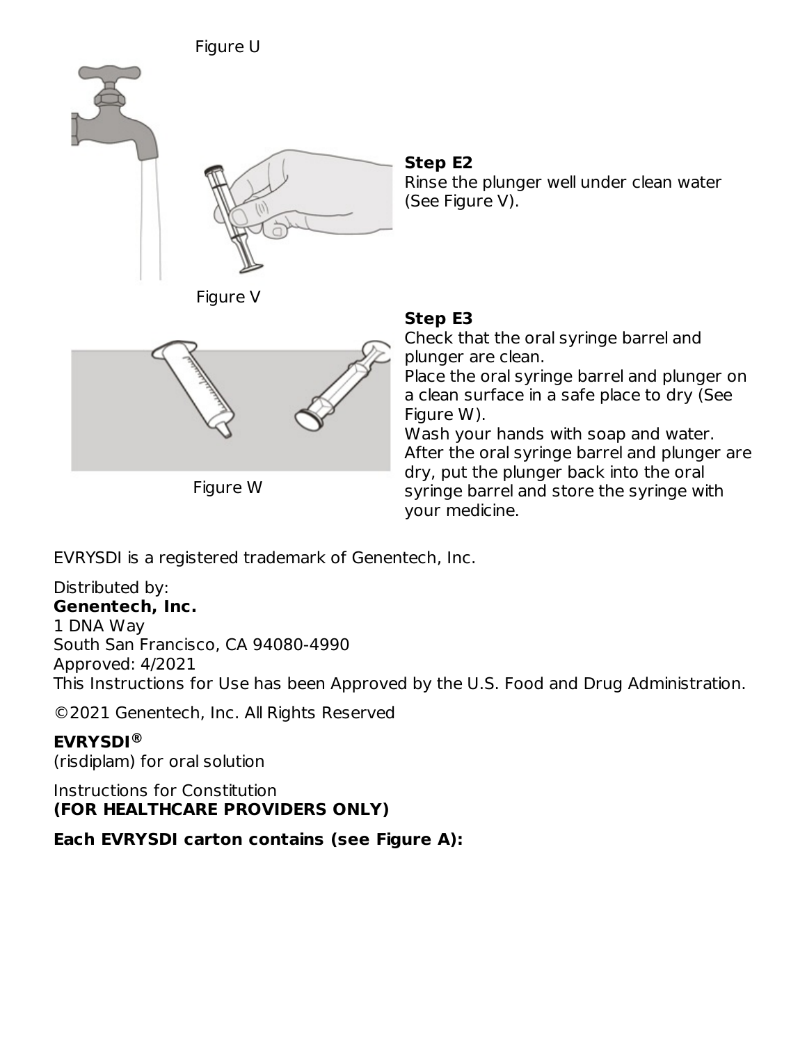Figure U

**Step E2**
Rinse the plunger well under clean water (See Figure V).

Figure V

**Step E3**
Check that the oral syringe barrel and plunger are clean.
Place the oral syringe barrel and plunger on a clean surface in a safe place to dry (See Figure W).
Wash your hands with soap and water.
After the oral syringe barrel and plunger are dry, put the plunger back into the oral syringe barrel and store the syringe with your medicine.

Figure W

EVRYSDI is a registered trademark of Genentech, Inc.

Distributed by:
**Genentech, Inc.**
1 DNA Way
South San Francisco, CA 94080-4990
Approved: 4/2021
This Instructions for Use has been Approved by the U.S. Food and Drug Administration.

©2021 Genentech, Inc. All Rights Reserved

**EVRYSDI®**
(risdiplam) for oral solution

Instructions for Constitution
**(FOR HEALTHCARE PROVIDERS ONLY)**

**Each EVRYSDI carton contains (see Figure A):**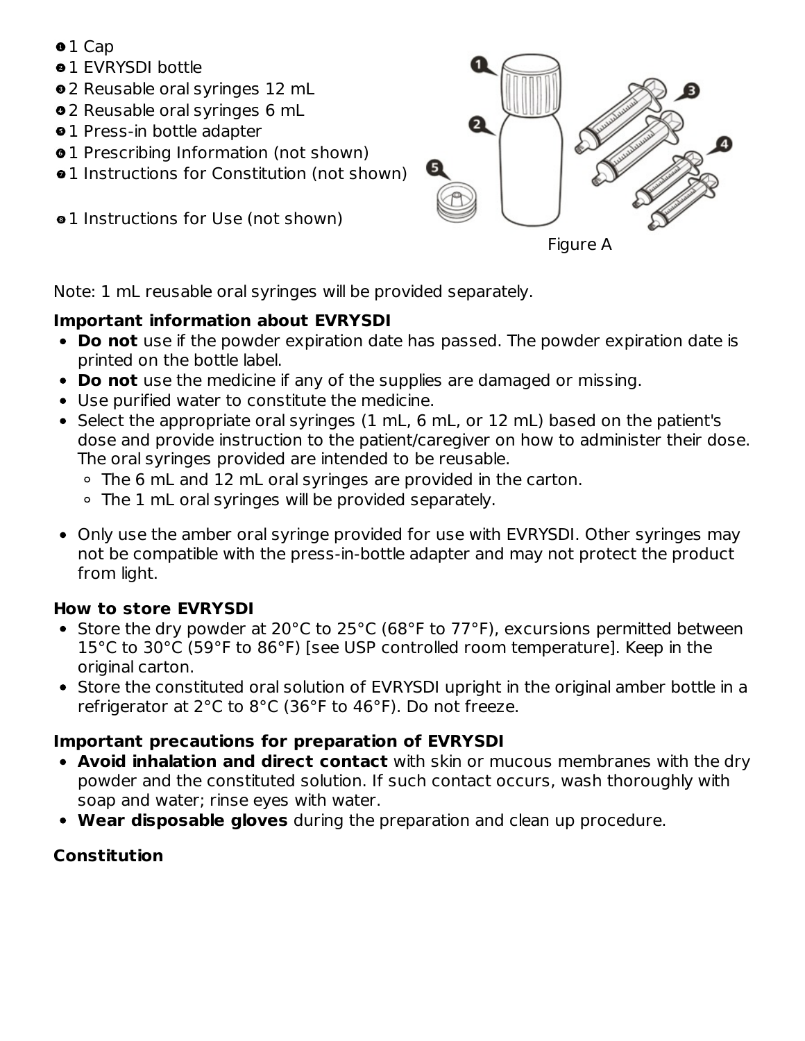❶ 1 Cap
❷ 1 EVRYSDI bottle
❸ 2 Reusable oral syringes 12 mL
❹ 2 Reusable oral syringes 6 mL
❺ 1 Press-in bottle adapter
❻ 1 Prescribing Information (not shown)
❼ 1 Instructions for Constitution (not shown)

❽ 1 Instructions for Use (not shown)

Figure A

Note: 1 mL reusable oral syringes will be provided separately.

**Important information about EVRYSDI**

- **Do not** use if the powder expiration date has passed. The powder expiration date is printed on the bottle label.
- **Do not** use the medicine if any of the supplies are damaged or missing.
- Use purified water to constitute the medicine.
- Select the appropriate oral syringes (1 mL, 6 mL, or 12 mL) based on the patient's dose and provide instruction to the patient/caregiver on how to administer their dose. The oral syringes provided are intended to be reusable.
  - The 6 mL and 12 mL oral syringes are provided in the carton.
  - The 1 mL oral syringes will be provided separately.
- Only use the amber oral syringe provided for use with EVRYSDI. Other syringes may not be compatible with the press-in-bottle adapter and may not protect the product from light.

**How to store EVRYSDI**

- Store the dry powder at 20°C to 25°C (68°F to 77°F), excursions permitted between 15°C to 30°C (59°F to 86°F) [see USP controlled room temperature]. Keep in the original carton.
- Store the constituted oral solution of EVRYSDI upright in the original amber bottle in a refrigerator at 2°C to 8°C (36°F to 46°F). Do not freeze.

**Important precautions for preparation of EVRYSDI**

- **Avoid inhalation and direct contact** with skin or mucous membranes with the dry powder and the constituted solution. If such contact occurs, wash thoroughly with soap and water; rinse eyes with water.
- **Wear disposable gloves** during the preparation and clean up procedure.

**Constitution**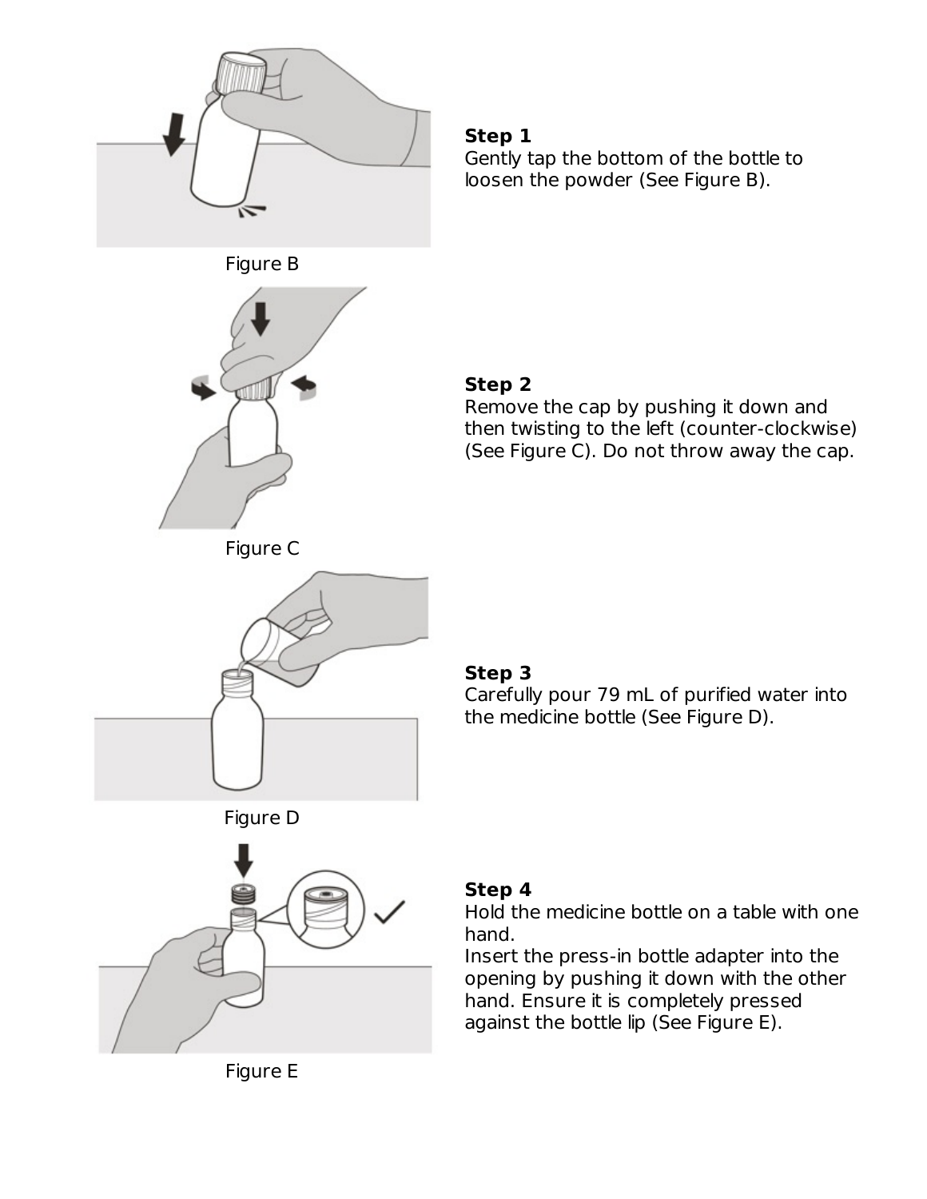Figure B

**Step 1**
Gently tap the bottom of the bottle to loosen the powder (See Figure B).

Figure C

**Step 2**
Remove the cap by pushing it down and then twisting to the left (counter-clockwise) (See Figure C). Do not throw away the cap.

Figure D

**Step 3**
Carefully pour 79 mL of purified water into the medicine bottle (See Figure D).

Figure E

**Step 4**
Hold the medicine bottle on a table with one hand.
Insert the press-in bottle adapter into the opening by pushing it down with the other hand. Ensure it is completely pressed against the bottle lip (See Figure E).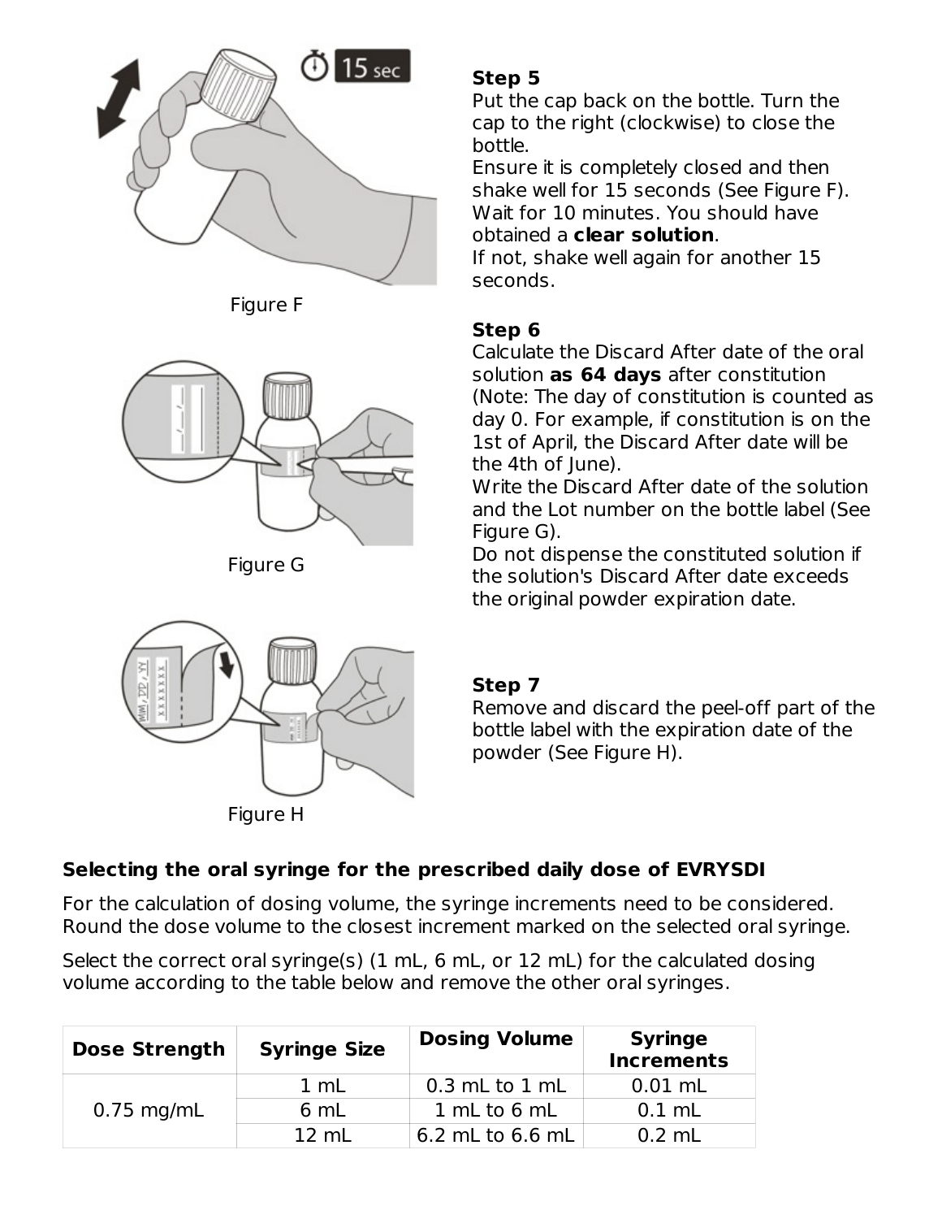**Step 5**

Put the cap back on the bottle. Turn the cap to the right (clockwise) to close the bottle.

Ensure it is completely closed and then shake well for 15 seconds (See Figure F). Wait for 10 minutes. You should have obtained a **clear solution**.

If not, shake well again for another 15 seconds.

Figure F

**Step 6**

Calculate the Discard After date of the oral solution **as 64 days** after constitution (Note: The day of constitution is counted as day 0. For example, if constitution is on the 1st of April, the Discard After date will be the 4th of June).

Write the Discard After date of the solution and the Lot number on the bottle label (See Figure G).

Do not dispense the constituted solution if the solution's Discard After date exceeds the original powder expiration date.

Figure G

**Step 7**

Remove and discard the peel-off part of the bottle label with the expiration date of the powder (See Figure H).

Figure H

**Selecting the oral syringe for the prescribed daily dose of EVRYSDI**

For the calculation of dosing volume, the syringe increments need to be considered. Round the dose volume to the closest increment marked on the selected oral syringe.

Select the correct oral syringe(s) (1 mL, 6 mL, or 12 mL) for the calculated dosing volume according to the table below and remove the other oral syringes.

| Dose Strength | Syringe Size | Dosing Volume | Syringe Increments |
|---|---|---|---|
| 0.75 mg/mL | 1 mL | 0.3 mL to 1 mL | 0.01 mL |
| | 6 mL | 1 mL to 6 mL | 0.1 mL |
| | 12 mL | 6.2 mL to 6.6 mL | 0.2 mL |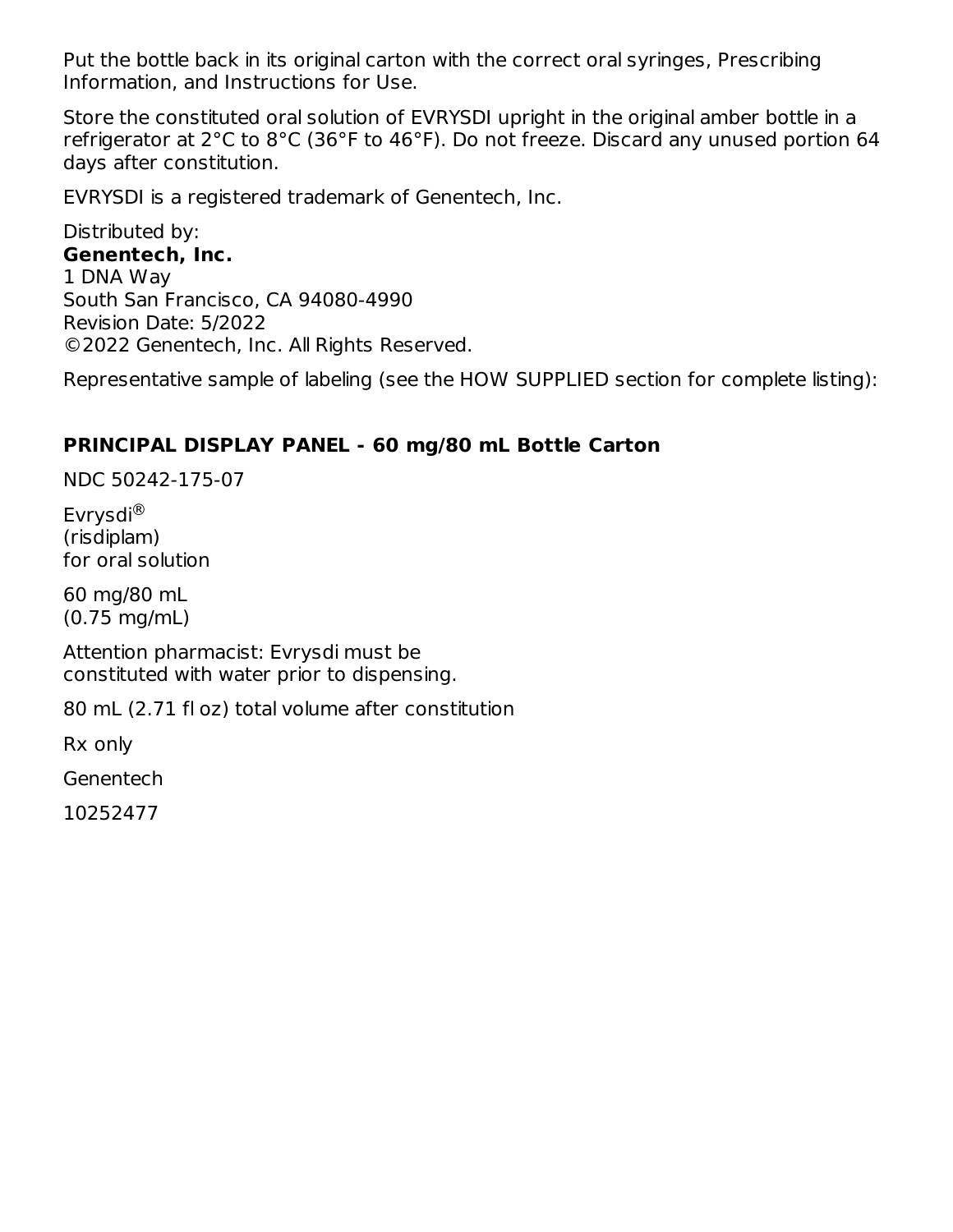Put the bottle back in its original carton with the correct oral syringes, Prescribing Information, and Instructions for Use.

Store the constituted oral solution of EVRYSDI upright in the original amber bottle in a refrigerator at 2°C to 8°C (36°F to 46°F). Do not freeze. Discard any unused portion 64 days after constitution.

EVRYSDI is a registered trademark of Genentech, Inc.

Distributed by:
**Genentech, Inc.**
1 DNA Way
South San Francisco, CA 94080-4990
Revision Date: 5/2022
©2022 Genentech, Inc. All Rights Reserved.

Representative sample of labeling (see the HOW SUPPLIED section for complete listing):

## PRINCIPAL DISPLAY PANEL - 60 mg/80 mL Bottle Carton

NDC 50242-175-07

Evrysdi®
(risdiplam)
for oral solution

60 mg/80 mL
(0.75 mg/mL)

Attention pharmacist: Evrysdi must be
constituted with water prior to dispensing.

80 mL (2.71 fl oz) total volume after constitution

Rx only

Genentech

10252477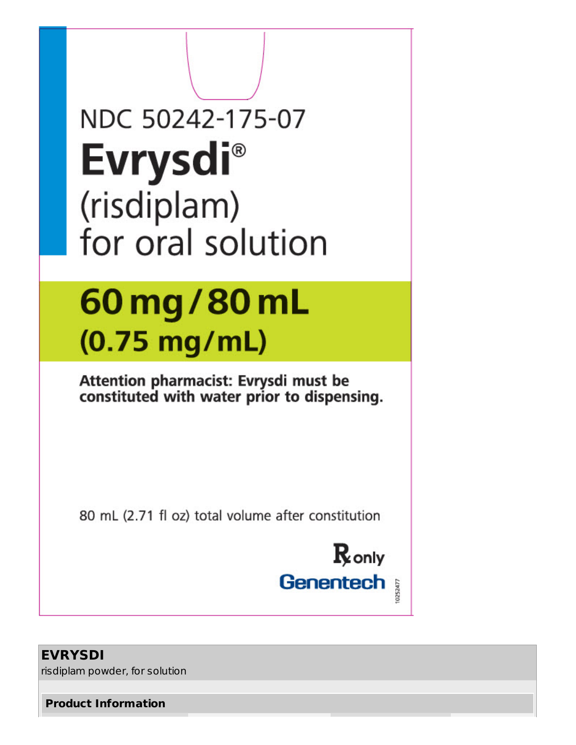NDC 50242-175-07

# Evrysdi®

(risdiplam)
for oral solution

## 60 mg / 80 mL
## (0.75 mg/mL)

**Attention pharmacist: Evrysdi must be constituted with water prior to dispensing.**

80 mL (2.71 fl oz) total volume after constitution

℞ only

Genentech

10252477

| **EVRYSDI** |
|---|
| risdiplam powder, for solution |

| **Product Information** |
|---|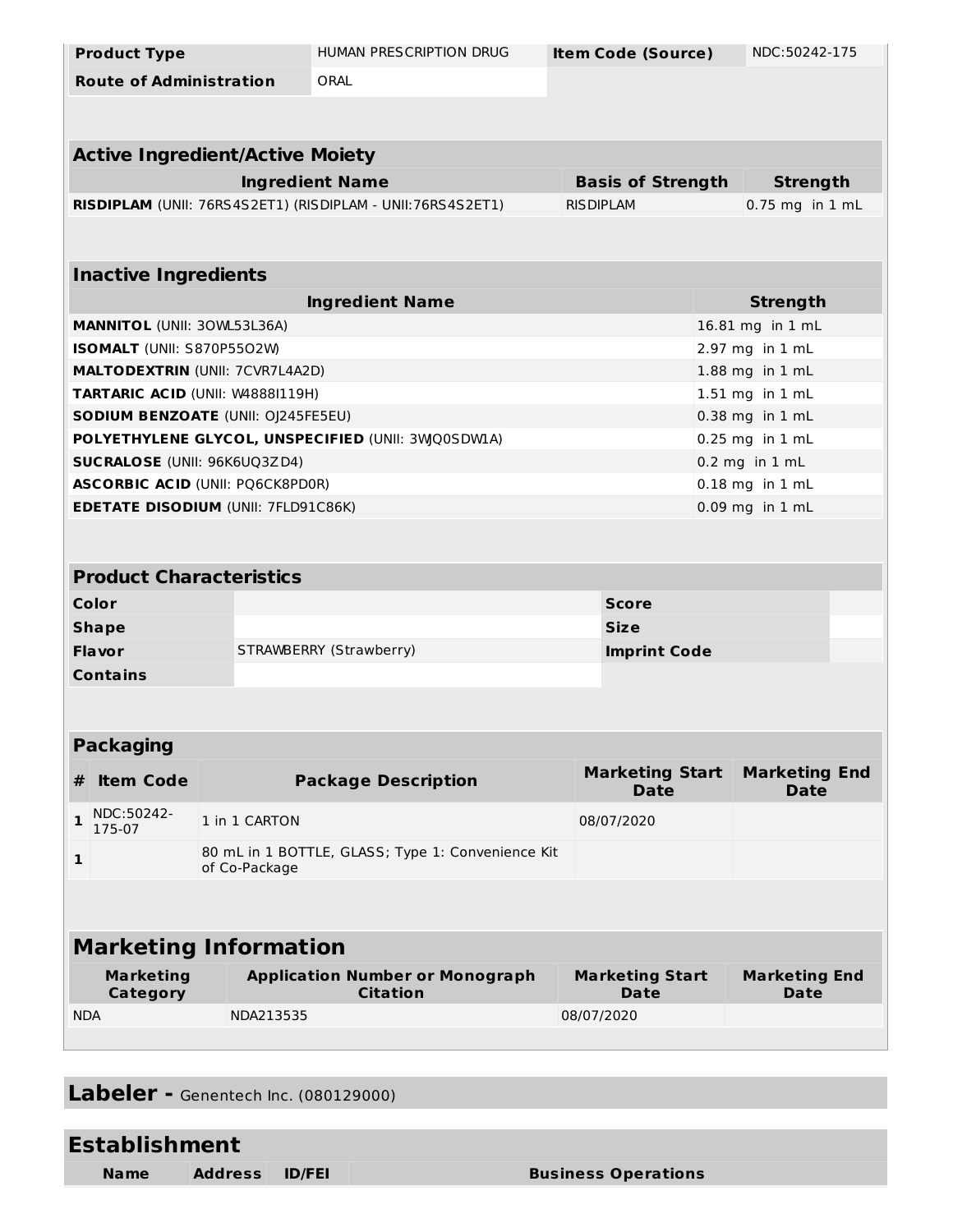| Product Type | HUMAN PRESCRIPTION DRUG | Item Code (Source) | NDC:50242-175 |
| --- | --- | --- | --- |
| Route of Administration | ORAL | | |

## Active Ingredient/Active Moiety

| Ingredient Name | Basis of Strength | Strength |
| --- | --- | --- |
| **RISDIPLAM** (UNII: 76RS4S2ET1) (RISDIPLAM - UNII:76RS4S2ET1) | RISDIPLAM | 0.75 mg in 1 mL |

## Inactive Ingredients

| Ingredient Name | Strength |
| --- | --- |
| **MANNITOL** (UNII: 3OWL53L36A) | 16.81 mg in 1 mL |
| **ISOMALT** (UNII: S870P55O2W) | 2.97 mg in 1 mL |
| **MALTODEXTRIN** (UNII: 7CVR7L4A2D) | 1.88 mg in 1 mL |
| **TARTARIC ACID** (UNII: W4888I119H) | 1.51 mg in 1 mL |
| **SODIUM BENZOATE** (UNII: OJ245FE5EU) | 0.38 mg in 1 mL |
| **POLYETHYLENE GLYCOL, UNSPECIFIED** (UNII: 3WQ0SDW1A) | 0.25 mg in 1 mL |
| **SUCRALOSE** (UNII: 96K6UQ3ZD4) | 0.2 mg in 1 mL |
| **ASCORBIC ACID** (UNII: PQ6CK8PD0R) | 0.18 mg in 1 mL |
| **EDETATE DISODIUM** (UNII: 7FLD91C86K) | 0.09 mg in 1 mL |

## Product Characteristics

| | | | |
| --- | --- | --- | --- |
| Color | | Score | |
| Shape | | Size | |
| Flavor | STRAWBERRY (Strawberry) | Imprint Code | |
| Contains | | | |

## Packaging

| # | Item Code | Package Description | Marketing Start Date | Marketing End Date |
| --- | --- | --- | --- | --- |
| 1 | NDC:50242-175-07 | 1 in 1 CARTON | 08/07/2020 | |
| 1 | | 80 mL in 1 BOTTLE, GLASS; Type 1: Convenience Kit of Co-Package | | |

## Marketing Information

| Marketing Category | Application Number or Monograph Citation | Marketing Start Date | Marketing End Date |
| --- | --- | --- | --- |
| NDA | NDA213535 | 08/07/2020 | |

## Labeler - Genentech Inc. (080129000)

## Establishment

| Name | Address | ID/FEI | Business Operations |
| --- | --- | --- | --- |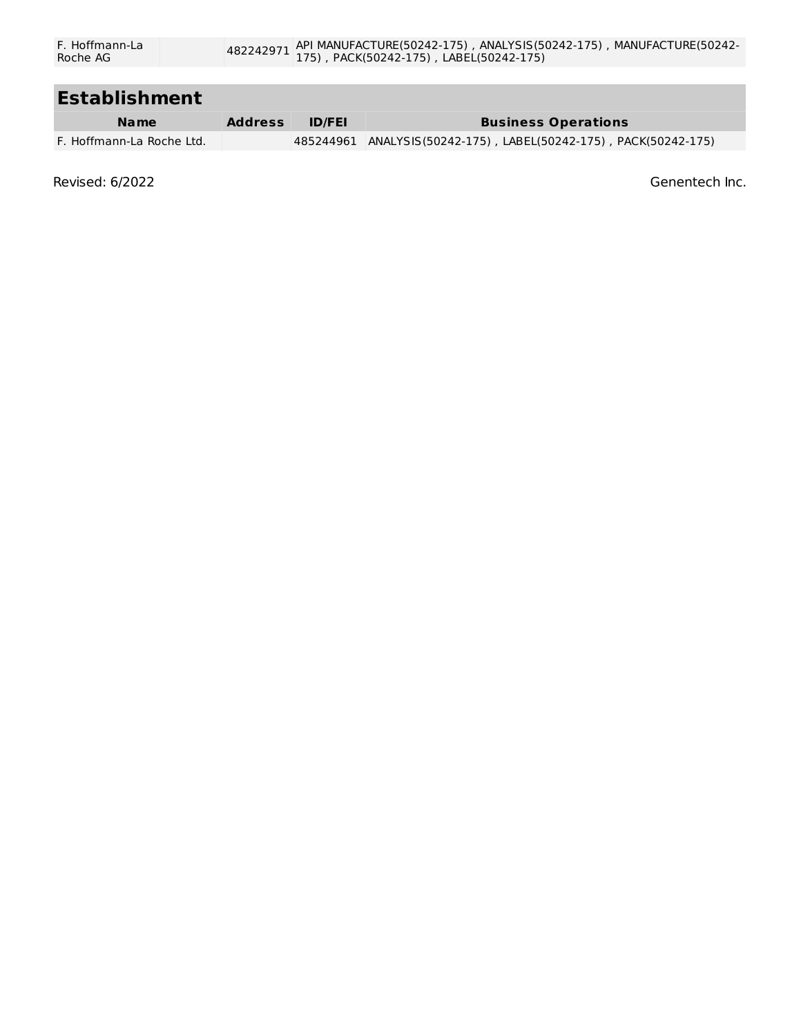| | | | |
|---|---|---|---|
| F. Hoffmann-La Roche AG | | 482242971 | API MANUFACTURE(50242-175) , ANALYSIS(50242-175) , MANUFACTURE(50242-175) , PACK(50242-175) , LABEL(50242-175) |

## Establishment

| Name | Address | ID/FEI | Business Operations |
|---|---|---|---|
| F. Hoffmann-La Roche Ltd. | | 485244961 | ANALYSIS(50242-175) , LABEL(50242-175) , PACK(50242-175) |

Revised: 6/2022

Genentech Inc.